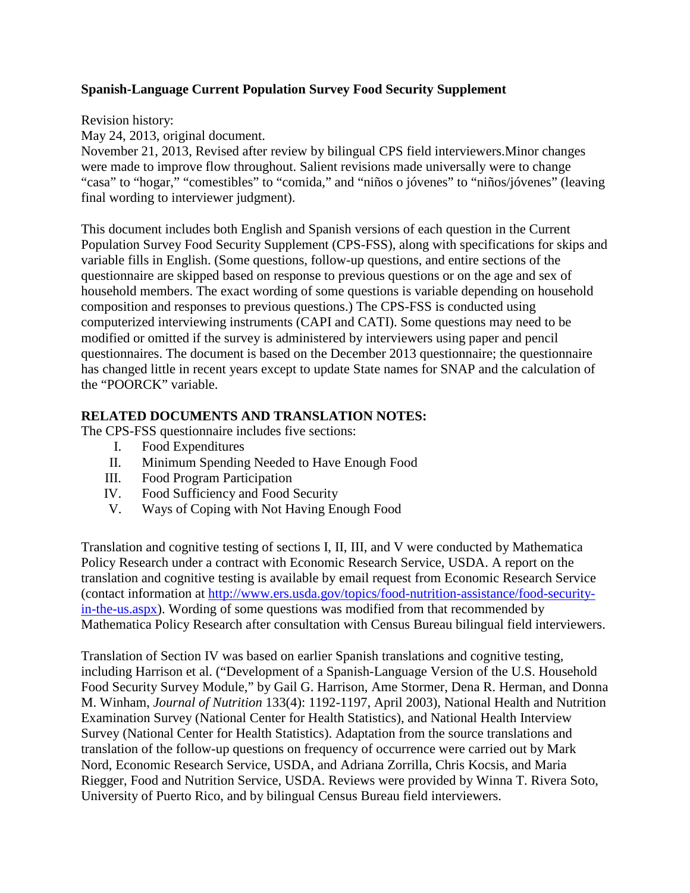**Spanish-Language Current Population Survey Food Security Supplement**

Revision history:
May 24, 2013, original document.
November 21, 2013, Revised after review by bilingual CPS field interviewers.Minor changes were made to improve flow throughout. Salient revisions made universally were to change "casa" to "hogar," "comestibles" to "comida," and "niños o jóvenes" to "niños/jóvenes" (leaving final wording to interviewer judgment).

This document includes both English and Spanish versions of each question in the Current Population Survey Food Security Supplement (CPS-FSS), along with specifications for skips and variable fills in English. (Some questions, follow-up questions, and entire sections of the questionnaire are skipped based on response to previous questions or on the age and sex of household members. The exact wording of some questions is variable depending on household composition and responses to previous questions.) The CPS-FSS is conducted using computerized interviewing instruments (CAPI and CATI). Some questions may need to be modified or omitted if the survey is administered by interviewers using paper and pencil questionnaires. The document is based on the December 2013 questionnaire; the questionnaire has changed little in recent years except to update State names for SNAP and the calculation of the "POORCK" variable.

**RELATED DOCUMENTS AND TRANSLATION NOTES:**

The CPS-FSS questionnaire includes five sections:

I. Food Expenditures
II. Minimum Spending Needed to Have Enough Food
III. Food Program Participation
IV. Food Sufficiency and Food Security
V. Ways of Coping with Not Having Enough Food

Translation and cognitive testing of sections I, II, III, and V were conducted by Mathematica Policy Research under a contract with Economic Research Service, USDA. A report on the translation and cognitive testing is available by email request from Economic Research Service (contact information at http://www.ers.usda.gov/topics/food-nutrition-assistance/food-security-in-the-us.aspx). Wording of some questions was modified from that recommended by Mathematica Policy Research after consultation with Census Bureau bilingual field interviewers.

Translation of Section IV was based on earlier Spanish translations and cognitive testing, including Harrison et al. ("Development of a Spanish-Language Version of the U.S. Household Food Security Survey Module," by Gail G. Harrison, Ame Stormer, Dena R. Herman, and Donna M. Winham, *Journal of Nutrition* 133(4): 1192-1197, April 2003), National Health and Nutrition Examination Survey (National Center for Health Statistics), and National Health Interview Survey (National Center for Health Statistics). Adaptation from the source translations and translation of the follow-up questions on frequency of occurrence were carried out by Mark Nord, Economic Research Service, USDA, and Adriana Zorrilla, Chris Kocsis, and Maria Riegger, Food and Nutrition Service, USDA. Reviews were provided by Winna T. Rivera Soto, University of Puerto Rico, and by bilingual Census Bureau field interviewers.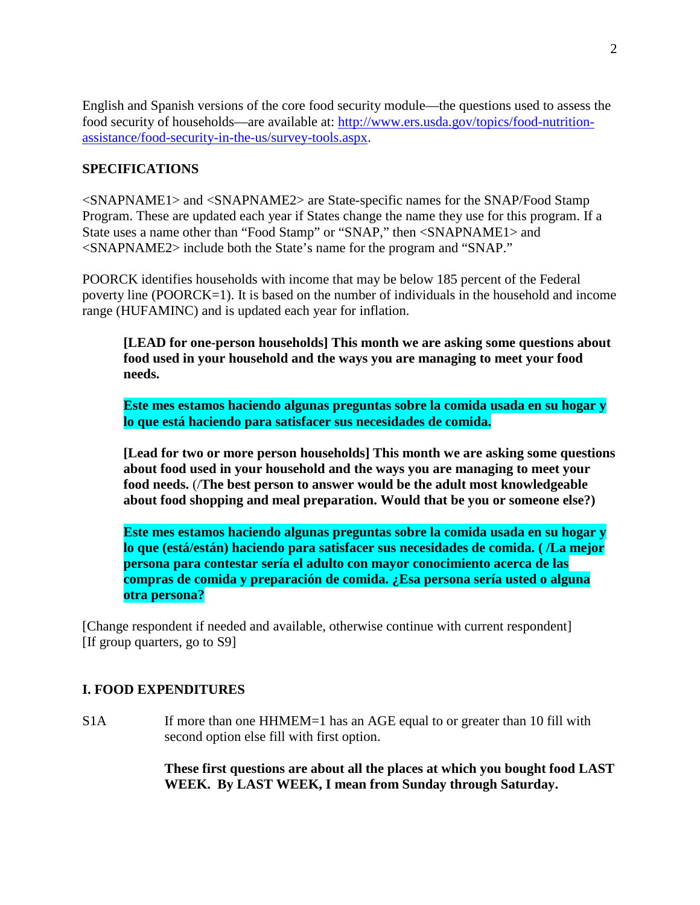English and Spanish versions of the core food security module—the questions used to assess the food security of households—are available at: [http://www.ers.usda.gov/topics/food-nutrition-assistance/food-security-in-the-us/survey-tools.aspx](http://www.ers.usda.gov/topics/food-nutrition-assistance/food-security-in-the-us/survey-tools.aspx).

## SPECIFICATIONS

<SNAPNAME1> and <SNAPNAME2> are State-specific names for the SNAP/Food Stamp Program. These are updated each year if States change the name they use for this program. If a State uses a name other than "Food Stamp" or "SNAP," then <SNAPNAME1> and <SNAPNAME2> include both the State's name for the program and "SNAP."

POORCK identifies households with income that may be below 185 percent of the Federal poverty line (POORCK=1). It is based on the number of individuals in the household and income range (HUFAMINC) and is updated each year for inflation.

> **[LEAD for one-person households] This month we are asking some questions about food used in your household and the ways you are managing to meet your food needs.**
>
> **Este mes estamos haciendo algunas preguntas sobre la comida usada en su hogar y lo que está haciendo para satisfacer sus necesidades de comida.**
>
> **[Lead for two or more person households] This month we are asking some questions about food used in your household and the ways you are managing to meet your food needs. (/The best person to answer would be the adult most knowledgeable about food shopping and meal preparation. Would that be you or someone else?)**
>
> **Este mes estamos haciendo algunas preguntas sobre la comida usada en su hogar y lo que (está/están) haciendo para satisfacer sus necesidades de comida. ( /La mejor persona para contestar sería el adulto con mayor conocimiento acerca de las compras de comida y preparación de comida. ¿Esa persona sería usted o alguna otra persona?**

[Change respondent if needed and available, otherwise continue with current respondent]
[If group quarters, go to S9]

## I. FOOD EXPENDITURES

S1A If more than one HHMEM=1 has an AGE equal to or greater than 10 fill with second option else fill with first option.

> **These first questions are about all the places at which you bought food LAST WEEK. By LAST WEEK, I mean from Sunday through Saturday.**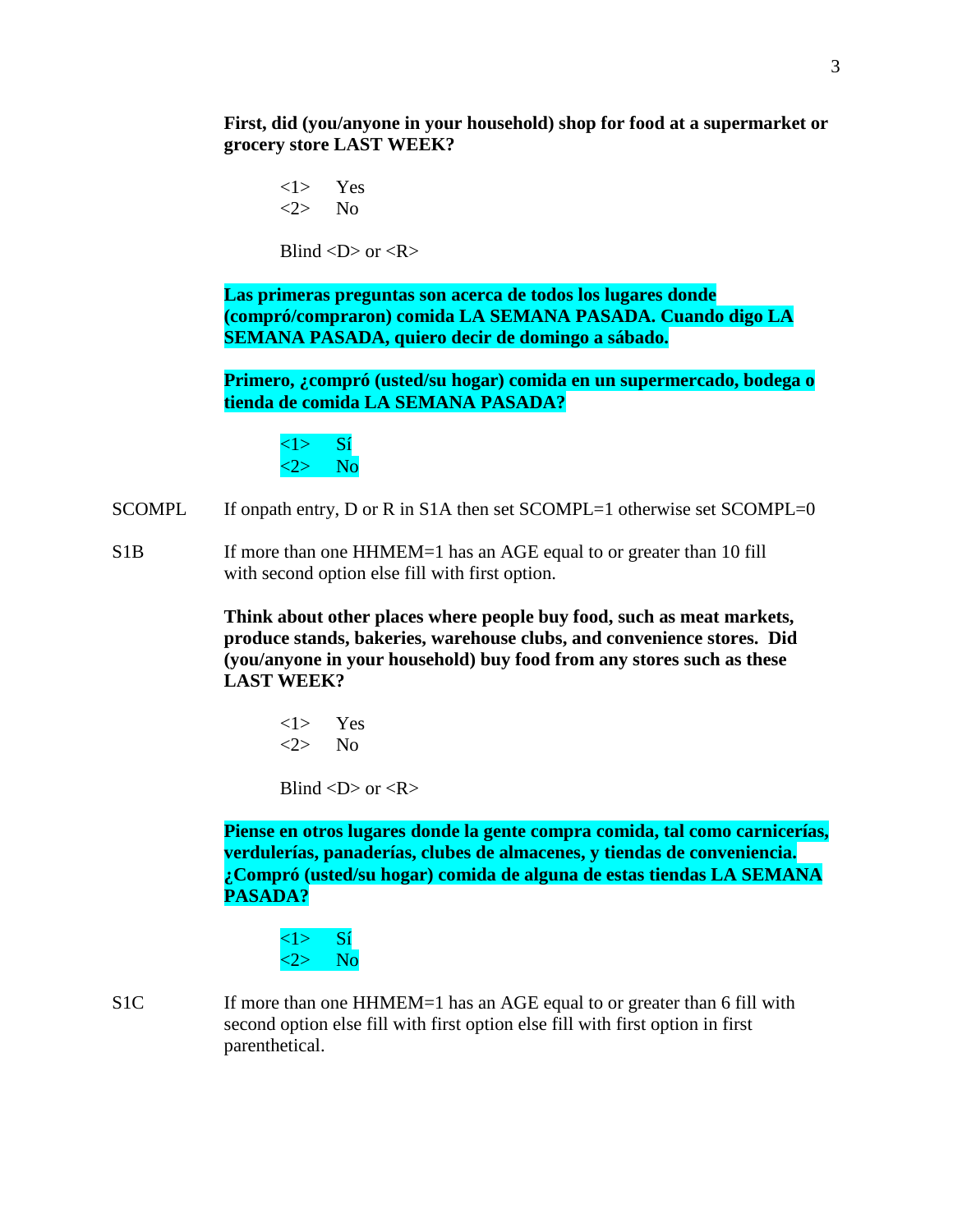**First, did (you/anyone in your household) shop for food at a supermarket or grocery store LAST WEEK?**

<1> Yes
<2> No

Blind <D> or <R>

**Las primeras preguntas son acerca de todos los lugares donde (compró/compraron) comida LA SEMANA PASADA. Cuando digo LA SEMANA PASADA, quiero decir de domingo a sábado.**

**Primero, ¿compró (usted/su hogar) comida en un supermercado, bodega o tienda de comida LA SEMANA PASADA?**

<1> Sí
<2> No

SCOMPL If onpath entry, D or R in S1A then set SCOMPL=1 otherwise set SCOMPL=0

S1B If more than one HHMEM=1 has an AGE equal to or greater than 10 fill with second option else fill with first option.

**Think about other places where people buy food, such as meat markets, produce stands, bakeries, warehouse clubs, and convenience stores. Did (you/anyone in your household) buy food from any stores such as these LAST WEEK?**

<1> Yes
<2> No

Blind <D> or <R>

**Piense en otros lugares donde la gente compra comida, tal como carnicerías, verdulerías, panaderías, clubes de almacenes, y tiendas de conveniencia. ¿Compró (usted/su hogar) comida de alguna de estas tiendas LA SEMANA PASADA?**

<1> Sí
<2> No

S1C If more than one HHMEM=1 has an AGE equal to or greater than 6 fill with second option else fill with first option else fill with first option in first parenthetical.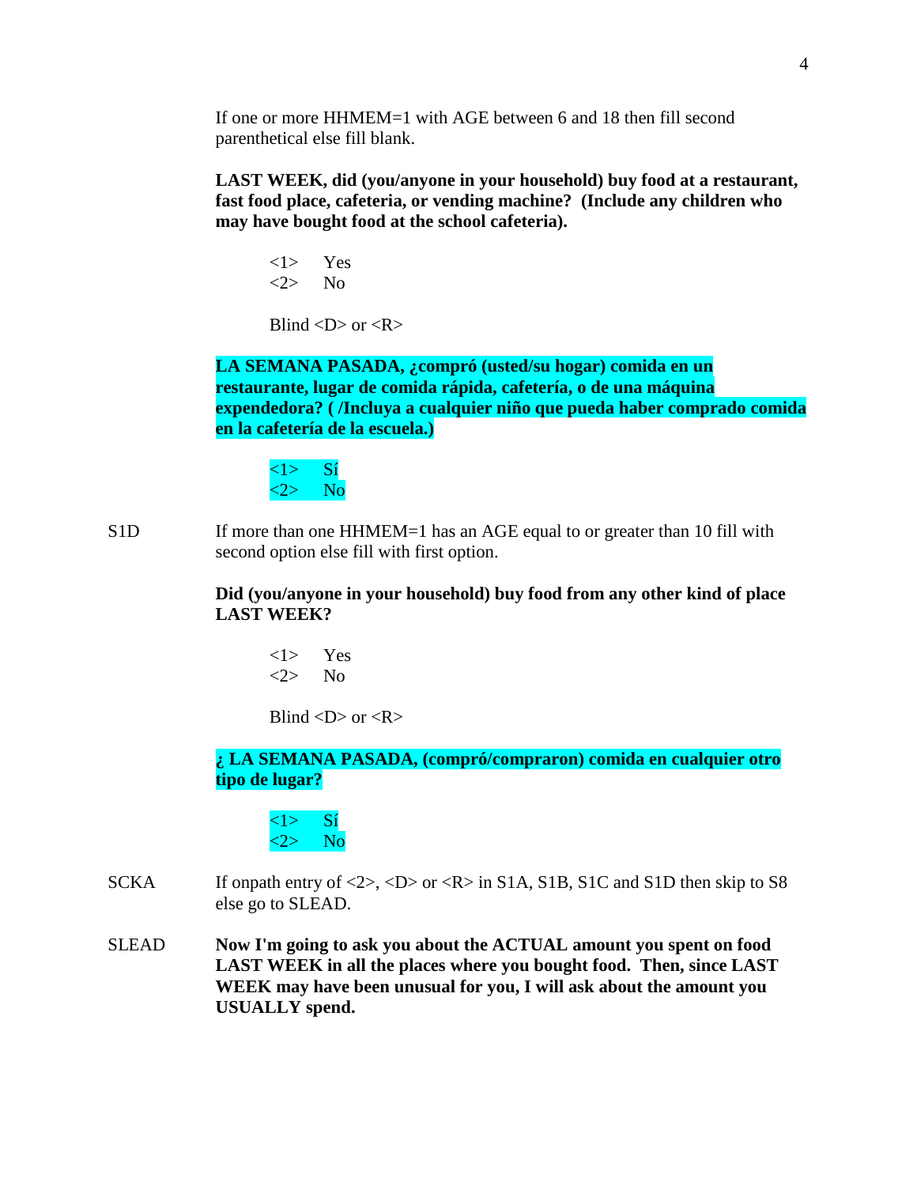If one or more HHMEM=1 with AGE between 6 and 18 then fill second parenthetical else fill blank.

**LAST WEEK, did (you/anyone in your household) buy food at a restaurant, fast food place, cafeteria, or vending machine? (Include any children who may have bought food at the school cafeteria).**

<1> Yes
<2> No

Blind <D> or <R>

**LA SEMANA PASADA, ¿compró (usted/su hogar) comida en un restaurante, lugar de comida rápida, cafetería, o de una máquina expendedora? ( /Incluya a cualquier niño que pueda haber comprado comida en la cafetería de la escuela.)**

<1> Sí
<2> No

S1D If more than one HHMEM=1 has an AGE equal to or greater than 10 fill with second option else fill with first option.

**Did (you/anyone in your household) buy food from any other kind of place LAST WEEK?**

<1> Yes
<2> No

Blind <D> or <R>

**¿ LA SEMANA PASADA, (compró/compraron) comida en cualquier otro tipo de lugar?**

<1> Sí
<2> No

SCKA If onpath entry of <2>, <D> or <R> in S1A, S1B, S1C and S1D then skip to S8 else go to SLEAD.

SLEAD **Now I'm going to ask you about the ACTUAL amount you spent on food LAST WEEK in all the places where you bought food. Then, since LAST WEEK may have been unusual for you, I will ask about the amount you USUALLY spend.**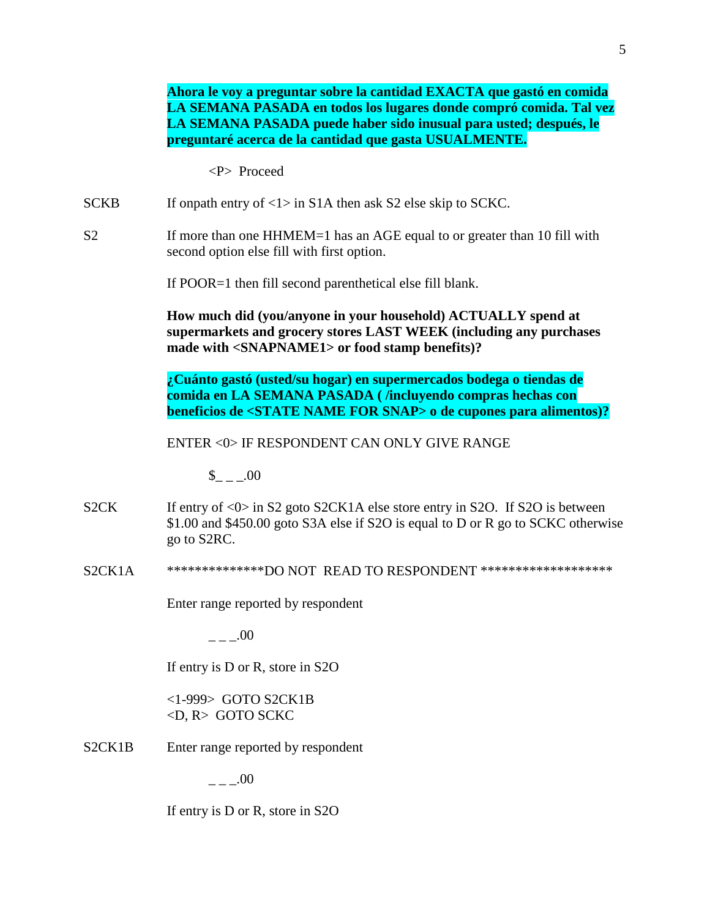**Ahora le voy a preguntar sobre la cantidad EXACTA que gastó en comida LA SEMANA PASADA en todos los lugares donde compró comida. Tal vez LA SEMANA PASADA puede haber sido inusual para usted; después, le preguntaré acerca de la cantidad que gasta USUALMENTE.**

<P> Proceed

SCKB If onpath entry of <1> in S1A then ask S2 else skip to SCKC.

S2 If more than one HHMEM=1 has an AGE equal to or greater than 10 fill with second option else fill with first option.

If POOR=1 then fill second parenthetical else fill blank.

**How much did (you/anyone in your household) ACTUALLY spend at supermarkets and grocery stores LAST WEEK (including any purchases made with <SNAPNAME1> or food stamp benefits)?**

**¿Cuánto gastó (usted/su hogar) en supermercados bodega o tiendas de comida en LA SEMANA PASADA ( /incluyendo compras hechas con beneficios de <STATE NAME FOR SNAP> o de cupones para alimentos)?**

ENTER <0> IF RESPONDENT CAN ONLY GIVE RANGE

$_ _ _.00

S2CK If entry of <0> in S2 goto S2CK1A else store entry in S2O. If S2O is between $1.00 and $450.00 goto S3A else if S2O is equal to D or R go to SCKC otherwise go to S2RC.

S2CK1A **************DO NOT READ TO RESPONDENT *******************

Enter range reported by respondent

_ _ _.00

If entry is D or R, store in S2O

<1-999> GOTO S2CK1B
<D, R> GOTO SCKC

S2CK1B Enter range reported by respondent

_ _ _.00

If entry is D or R, store in S2O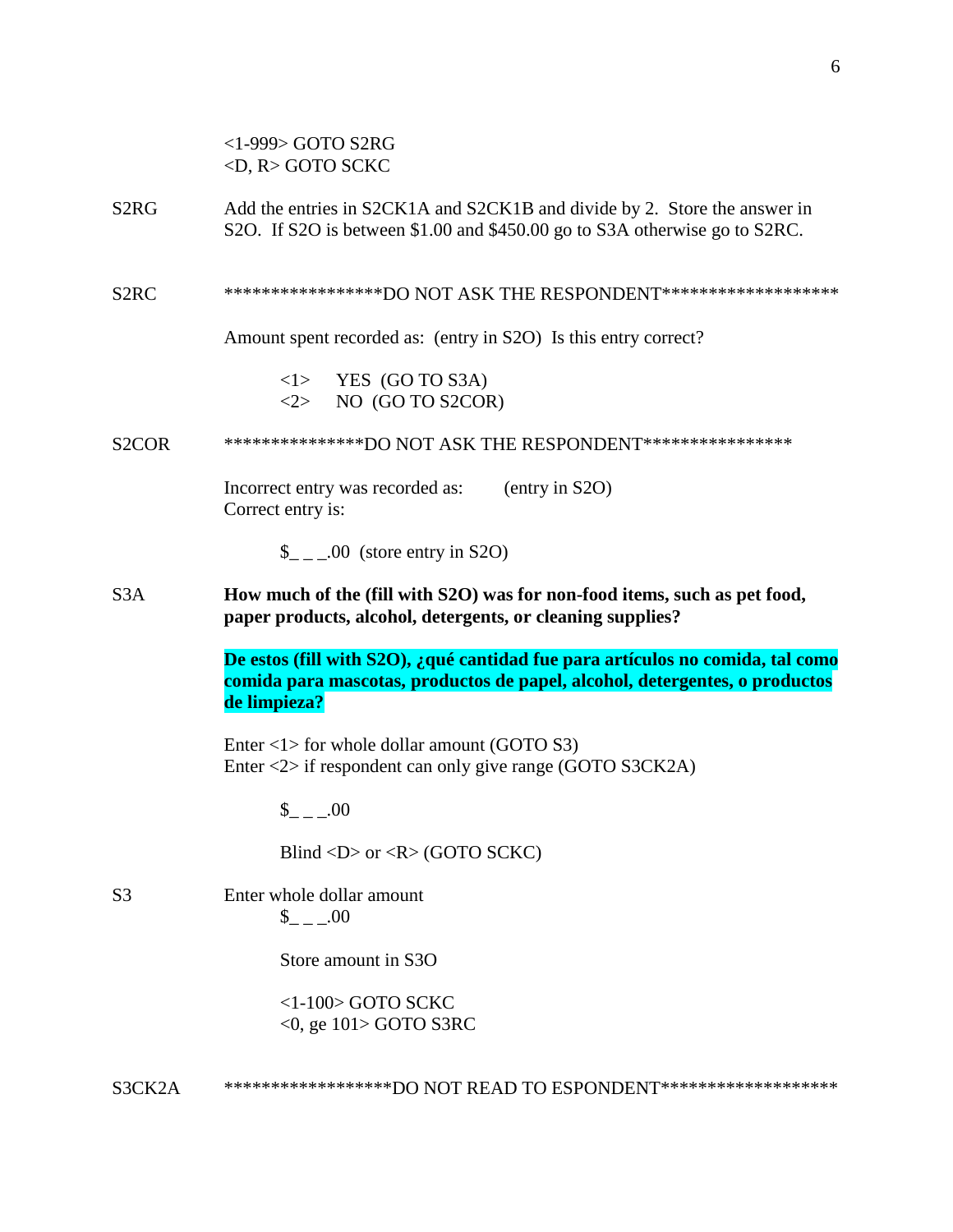<1-999> GOTO S2RG
<D, R> GOTO SCKC

S2RG Add the entries in S2CK1A and S2CK1B and divide by 2. Store the answer in S2O. If S2O is between $1.00 and $450.00 go to S3A otherwise go to S2RC.

S2RC *****************DO NOT ASK THE RESPONDENT*******************

Amount spent recorded as: (entry in S2O) Is this entry correct?

<1> YES (GO TO S3A)
<2> NO (GO TO S2COR)

S2COR ***************DO NOT ASK THE RESPONDENT****************

Incorrect entry was recorded as: (entry in S2O)
Correct entry is:

$_ _ _.00 (store entry in S2O)

S3A **How much of the (fill with S2O) was for non-food items, such as pet food, paper products, alcohol, detergents, or cleaning supplies?**

**De estos (fill with S2O), ¿qué cantidad fue para artículos no comida, tal como comida para mascotas, productos de papel, alcohol, detergentes, o productos de limpieza?**

Enter <1> for whole dollar amount (GOTO S3)
Enter <2> if respondent can only give range (GOTO S3CK2A)

$_ _ _.00

Blind <D> or <R> (GOTO SCKC)

S3 Enter whole dollar amount
$_ _ _.00

Store amount in S3O

<1-100> GOTO SCKC
<0, ge 101> GOTO S3RC

S3CK2A ******************DO NOT READ TO ESPONDENT*******************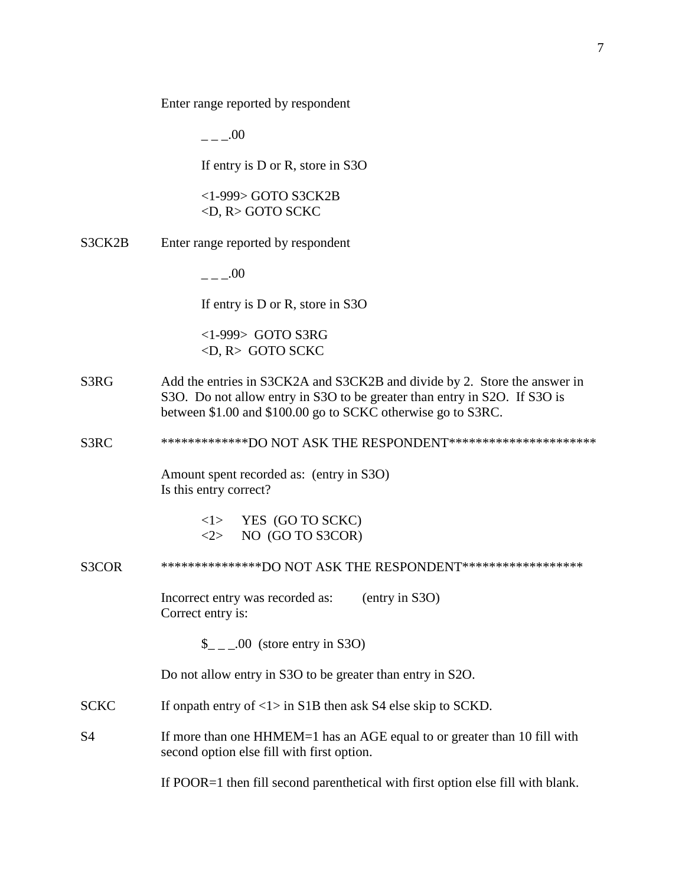Enter range reported by respondent

_ _ _.00

If entry is D or R, store in S3O

<1-999> GOTO S3CK2B
<D, R> GOTO SCKC

**S3CK2B** Enter range reported by respondent

_ _ _.00

If entry is D or R, store in S3O

<1-999> GOTO S3RG
<D, R> GOTO SCKC

**S3RG** Add the entries in S3CK2A and S3CK2B and divide by 2. Store the answer in S3O. Do not allow entry in S3O to be greater than entry in S2O. If S3O is between $1.00 and $100.00 go to SCKC otherwise go to S3RC.

**S3RC** *************DO NOT ASK THE RESPONDENT**********************

Amount spent recorded as: (entry in S3O)
Is this entry correct?

<1> YES (GO TO SCKC)
<2> NO (GO TO S3COR)

**S3COR** ***************DO NOT ASK THE RESPONDENT******************

Incorrect entry was recorded as: (entry in S3O)
Correct entry is:

$_ _ _.00 (store entry in S3O)

Do not allow entry in S3O to be greater than entry in S2O.

**SCKC** If onpath entry of <1> in S1B then ask S4 else skip to SCKD.

**S4** If more than one HHMEM=1 has an AGE equal to or greater than 10 fill with second option else fill with first option.

If POOR=1 then fill second parenthetical with first option else fill with blank.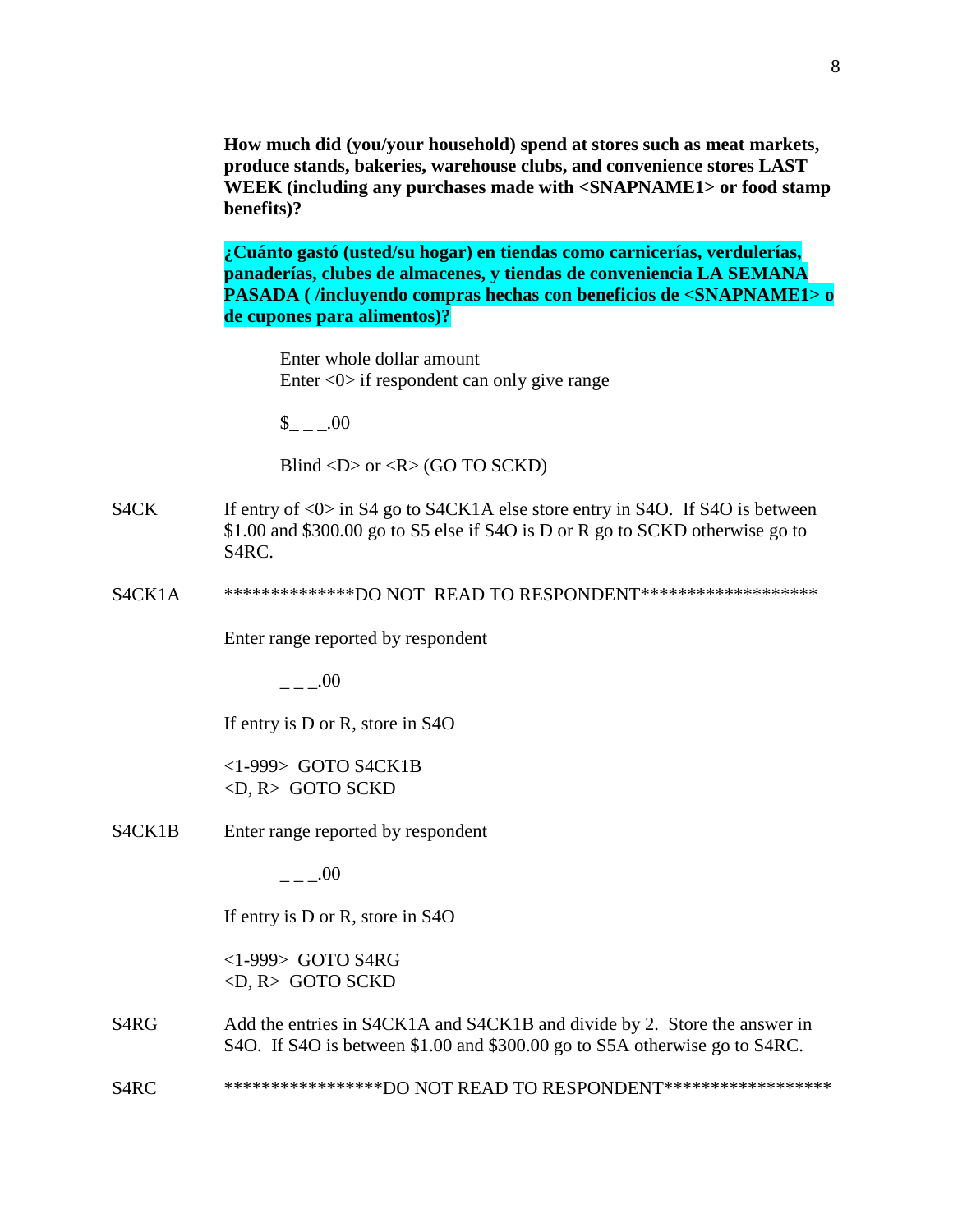**How much did (you/your household) spend at stores such as meat markets, produce stands, bakeries, warehouse clubs, and convenience stores LAST WEEK (including any purchases made with <SNAPNAME1> or food stamp benefits)?**

**¿Cuánto gastó (usted/su hogar) en tiendas como carnicerías, verdulerías, panaderías, clubes de almacenes, y tiendas de conveniencia LA SEMANA PASADA ( /incluyendo compras hechas con beneficios de <SNAPNAME1> o de cupones para alimentos)?**

Enter whole dollar amount
Enter <0> if respondent can only give range

$_ _ _.00

Blind <D> or <R> (GO TO SCKD)

S4CK — If entry of <0> in S4 go to S4CK1A else store entry in S4O. If S4O is between $1.00 and $300.00 go to S5 else if S4O is D or R go to SCKD otherwise go to S4RC.

S4CK1A — **************DO NOT READ TO RESPONDENT*******************

Enter range reported by respondent

_ _ _.00

If entry is D or R, store in S4O

<1-999> GOTO S4CK1B
<D, R> GOTO SCKD

S4CK1B — Enter range reported by respondent

_ _ _.00

If entry is D or R, store in S4O

<1-999> GOTO S4RG
<D, R> GOTO SCKD

S4RG — Add the entries in S4CK1A and S4CK1B and divide by 2. Store the answer in S4O. If S4O is between $1.00 and $300.00 go to S5A otherwise go to S4RC.

S4RC — *****************DO NOT READ TO RESPONDENT******************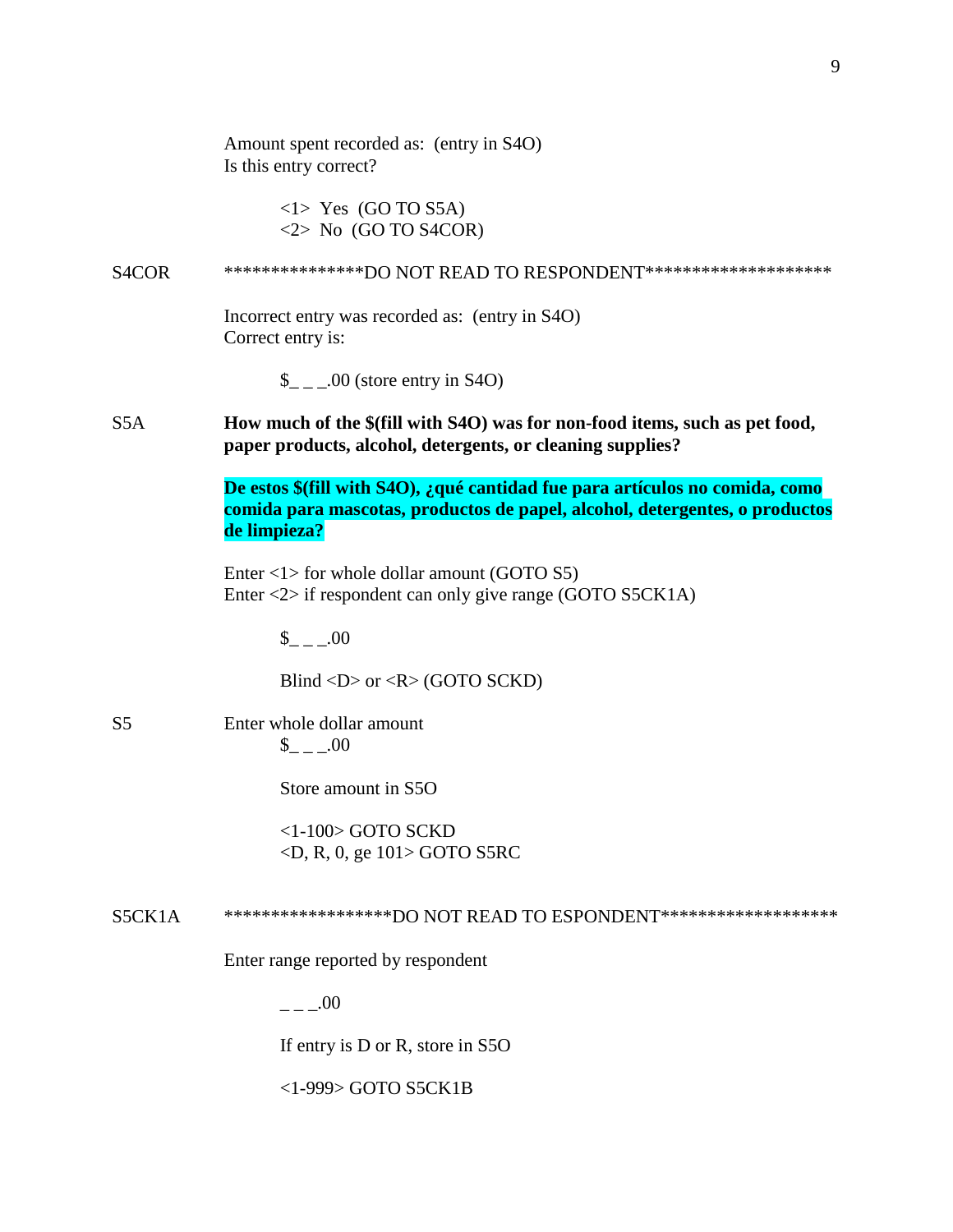Amount spent recorded as: (entry in S4O)
Is this entry correct?

<1> Yes (GO TO S5A)
<2> No (GO TO S4COR)

S4COR ***************DO NOT READ TO RESPONDENT********************

Incorrect entry was recorded as: (entry in S4O)
Correct entry is:

$_ _ _.00 (store entry in S4O)

S5A **How much of the $(fill with S4O) was for non-food items, such as pet food, paper products, alcohol, detergents, or cleaning supplies?**

**De estos $(fill with S4O), ¿qué cantidad fue para artículos no comida, como comida para mascotas, productos de papel, alcohol, detergentes, o productos de limpieza?**

Enter <1> for whole dollar amount (GOTO S5)
Enter <2> if respondent can only give range (GOTO S5CK1A)

$_ _ _.00

Blind <D> or <R> (GOTO SCKD)

S5 Enter whole dollar amount
$_ _ _.00

Store amount in S5O

<1-100> GOTO SCKD
<D, R, 0, ge 101> GOTO S5RC

S5CK1A ******************DO NOT READ TO ESPONDENT*******************

Enter range reported by respondent

_ _ _.00

If entry is D or R, store in S5O

<1-999> GOTO S5CK1B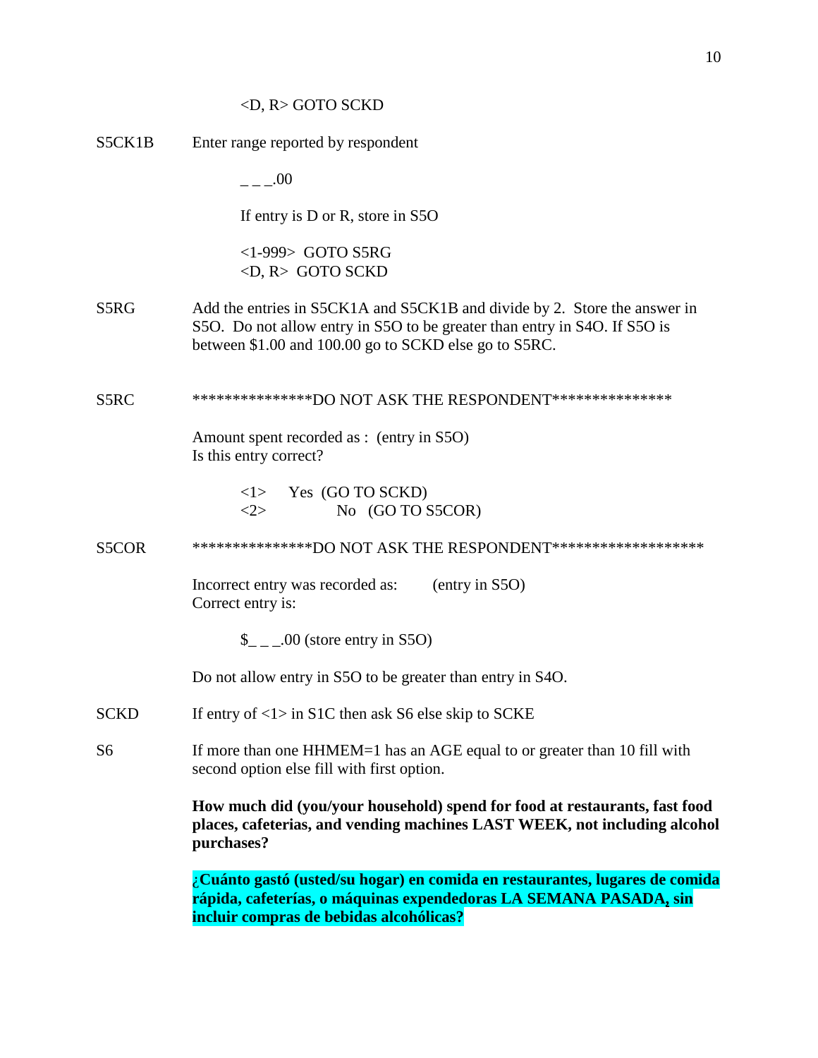<D, R> GOTO SCKD

S5CK1B Enter range reported by respondent

_ _ _.00

If entry is D or R, store in S5O

<1-999> GOTO S5RG
<D, R> GOTO SCKD

S5RG Add the entries in S5CK1A and S5CK1B and divide by 2. Store the answer in S5O. Do not allow entry in S5O to be greater than entry in S4O. If S5O is between $1.00 and 100.00 go to SCKD else go to S5RC.

S5RC ***************DO NOT ASK THE RESPONDENT***************

Amount spent recorded as : (entry in S5O)
Is this entry correct?

<1> Yes (GO TO SCKD)
<2> No (GO TO S5COR)

S5COR ***************DO NOT ASK THE RESPONDENT*******************

Incorrect entry was recorded as: (entry in S5O)
Correct entry is:

$_ _ _.00 (store entry in S5O)

Do not allow entry in S5O to be greater than entry in S4O.

SCKD If entry of <1> in S1C then ask S6 else skip to SCKE

S6 If more than one HHMEM=1 has an AGE equal to or greater than 10 fill with second option else fill with first option.

**How much did (you/your household) spend for food at restaurants, fast food places, cafeterias, and vending machines LAST WEEK, not including alcohol purchases?**

**¿Cuánto gastó (usted/su hogar) en comida en restaurantes, lugares de comida rápida, cafeterías, o máquinas expendedoras LA SEMANA PASADA, sin incluir compras de bebidas alcohólicas?**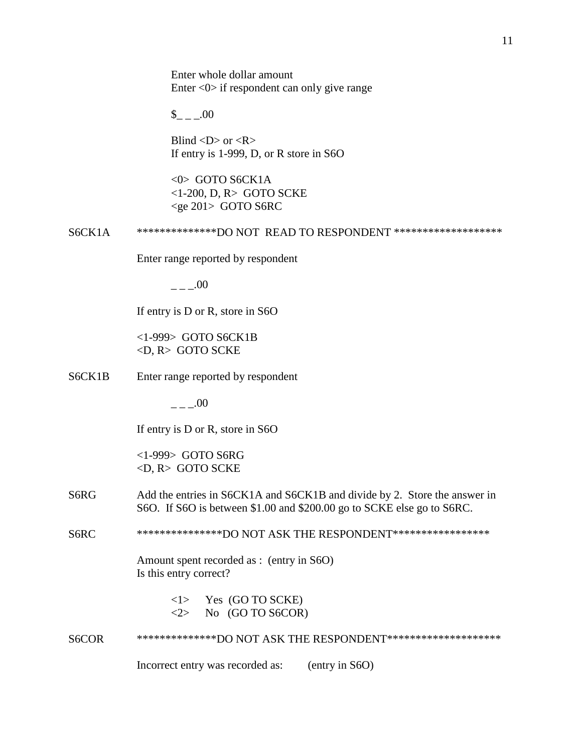Enter whole dollar amount
Enter <0> if respondent can only give range

$_ _ _.00

Blind <D> or <R>
If entry is 1-999, D, or R store in S6O

<0>  GOTO S6CK1A
<1-200, D, R>  GOTO SCKE
<ge 201>  GOTO S6RC

S6CK1A    **************DO NOT  READ TO RESPONDENT *******************

Enter range reported by respondent

_ _ _.00

If entry is D or R, store in S6O

<1-999>  GOTO S6CK1B
<D, R>  GOTO SCKE

S6CK1B    Enter range reported by respondent

_ _ _.00

If entry is D or R, store in S6O

<1-999>  GOTO S6RG
<D, R>  GOTO SCKE

S6RG    Add the entries in S6CK1A and S6CK1B and divide by 2.  Store the answer in S6O.  If S6O is between $1.00 and $200.00 go to SCKE else go to S6RC.

S6RC    ***************DO NOT ASK THE RESPONDENT*****************

Amount spent recorded as :  (entry in S6O)
Is this entry correct?

<1>    Yes  (GO TO SCKE)
<2>    No   (GO TO S6COR)

S6COR    **************DO NOT ASK THE RESPONDENT********************

Incorrect entry was recorded as:        (entry in S6O)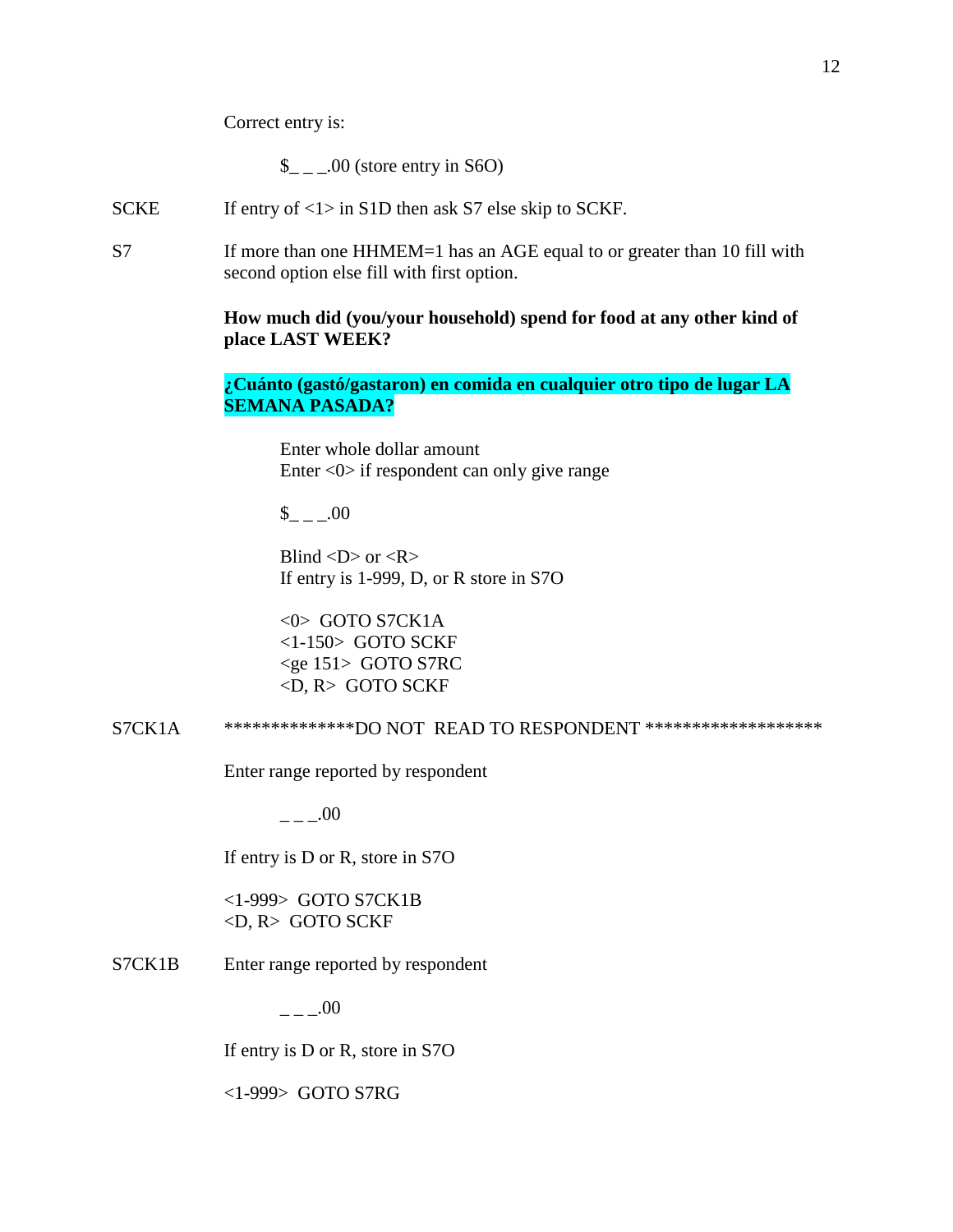Correct entry is:

$_ _ _.00 (store entry in S6O)

SCKE	If entry of <1> in S1D then ask S7 else skip to SCKF.

S7	If more than one HHMEM=1 has an AGE equal to or greater than 10 fill with second option else fill with first option.

**How much did (you/your household) spend for food at any other kind of place LAST WEEK?**

**¿Cuánto (gastó/gastaron) en comida en cualquier otro tipo de lugar LA SEMANA PASADA?**

Enter whole dollar amount
Enter <0> if respondent can only give range

$_ _ _.00

Blind <D> or <R>
If entry is 1-999, D, or R store in S7O

<0>  GOTO S7CK1A
<1-150>  GOTO SCKF
<ge 151>  GOTO S7RC
<D, R>  GOTO SCKF

S7CK1A	**************DO NOT READ TO RESPONDENT *******************

Enter range reported by respondent

_ _ _.00

If entry is D or R, store in S7O

<1-999>  GOTO S7CK1B
<D, R>  GOTO SCKF

S7CK1B	Enter range reported by respondent

_ _ _.00

If entry is D or R, store in S7O

<1-999>  GOTO S7RG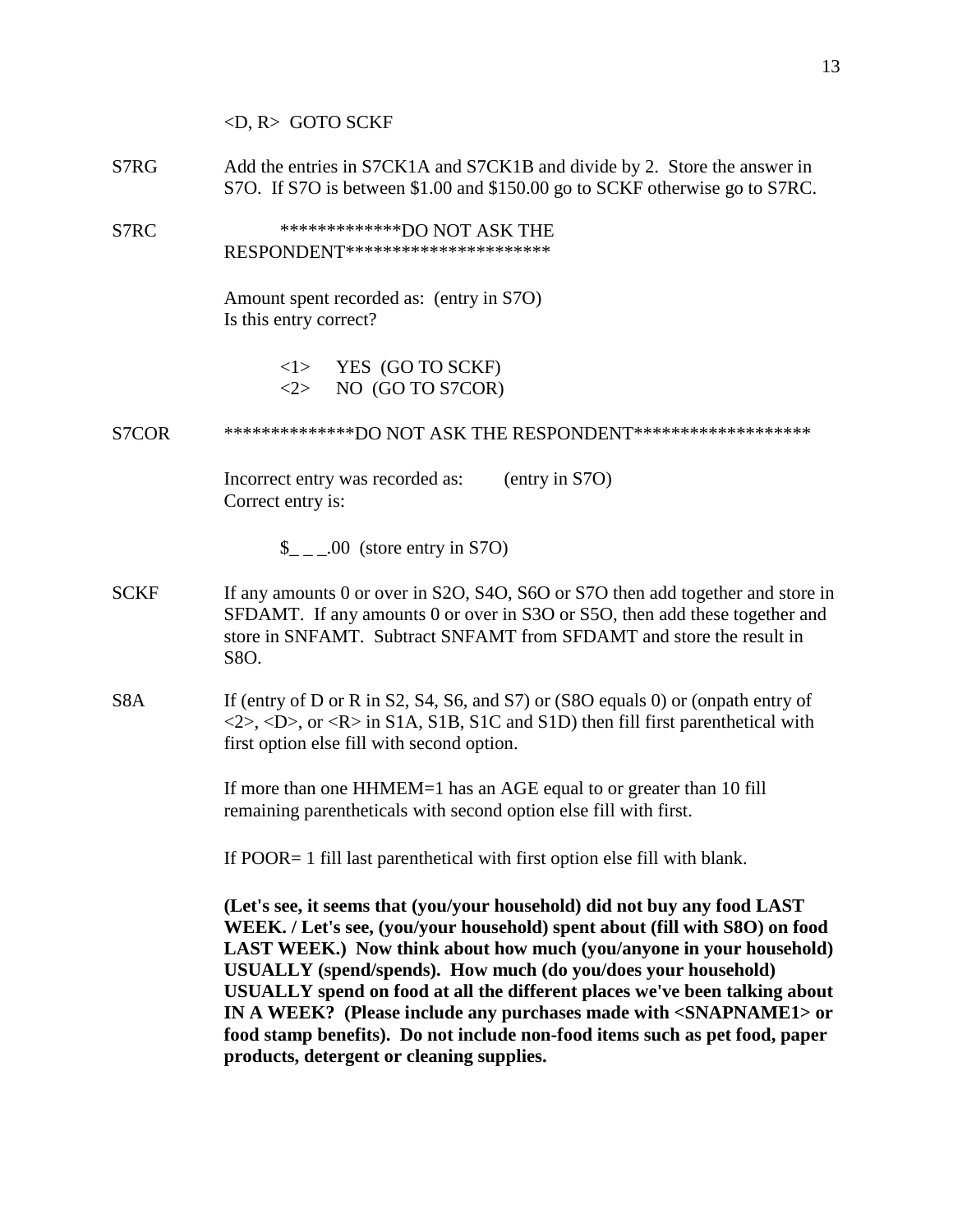<D, R>  GOTO SCKF

S7RG	Add the entries in S7CK1A and S7CK1B and divide by 2.  Store the answer in S7O.  If S7O is between $1.00 and $150.00 go to SCKF otherwise go to S7RC.

S7RC	*************DO NOT ASK THE RESPONDENT*********************

Amount spent recorded as:  (entry in S7O)
Is this entry correct?

<1>    YES  (GO TO SCKF)
<2>    NO  (GO TO S7COR)

S7COR	**************DO NOT ASK THE RESPONDENT*******************

Incorrect entry was recorded as:        (entry in S7O)
Correct entry is:

$_ _ _.00  (store entry in S7O)

SCKF	If any amounts 0 or over in S2O, S4O, S6O or S7O then add together and store in SFDAMT.  If any amounts 0 or over in S3O or S5O, then add these together and store in SNFAMT.  Subtract SNFAMT from SFDAMT and store the result in S8O.

S8A	If (entry of D or R in S2, S4, S6, and S7) or (S8O equals 0) or (onpath entry of <2>, <D>, or <R> in S1A, S1B, S1C and S1D) then fill first parenthetical with first option else fill with second option.

If more than one HHMEM=1 has an AGE equal to or greater than 10 fill remaining parentheticals with second option else fill with first.

If POOR= 1 fill last parenthetical with first option else fill with blank.

**(Let's see, it seems that (you/your household) did not buy any food LAST WEEK. / Let's see, (you/your household) spent about (fill with S8O) on food LAST WEEK.)  Now think about how much (you/anyone in your household) USUALLY (spend/spends).  How much (do you/does your household) USUALLY spend on food at all the different places we've been talking about IN A WEEK?  (Please include any purchases made with <SNAPNAME1> or food stamp benefits).  Do not include non-food items such as pet food, paper products, detergent or cleaning supplies.**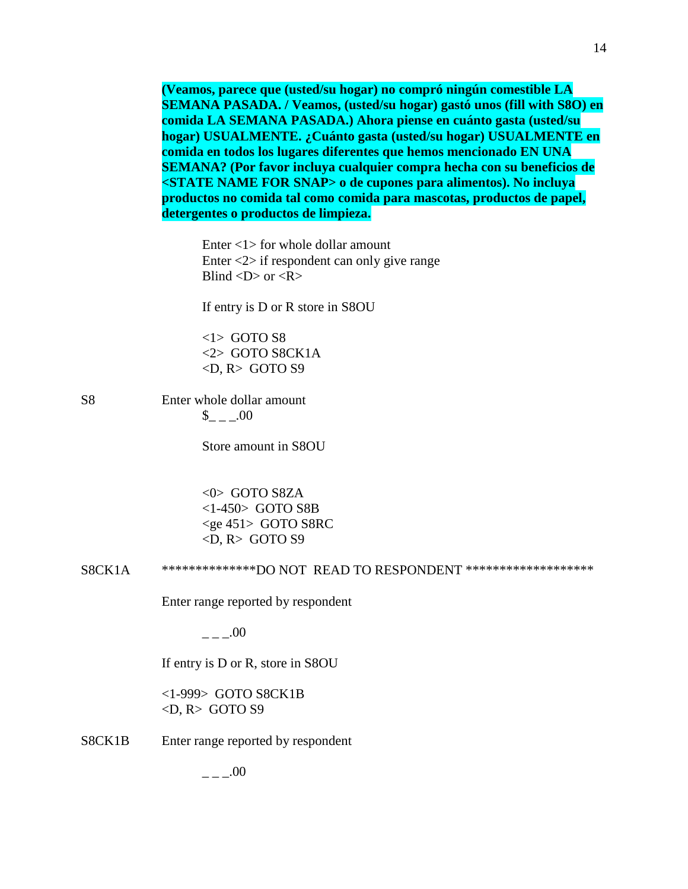**(Veamos, parece que (usted/su hogar) no compró ningún comestible LA SEMANA PASADA. / Veamos, (usted/su hogar) gastó unos (fill with S8O) en comida LA SEMANA PASADA.) Ahora piense en cuánto gasta (usted/su hogar) USUALMENTE. ¿Cuánto gasta (usted/su hogar) USUALMENTE en comida en todos los lugares diferentes que hemos mencionado EN UNA SEMANA? (Por favor incluya cualquier compra hecha con su beneficios de <STATE NAME FOR SNAP> o de cupones para alimentos). No incluya productos no comida tal como comida para mascotas, productos de papel, detergentes o productos de limpieza.**

Enter <1> for whole dollar amount
Enter <2> if respondent can only give range
Blind <D> or <R>

If entry is D or R store in S8OU

<1> GOTO S8
<2> GOTO S8CK1A
<D, R> GOTO S9

S8 Enter whole dollar amount

$_ _ _.00

Store amount in S8OU

<0> GOTO S8ZA
<1-450> GOTO S8B
<ge 451> GOTO S8RC
<D, R> GOTO S9

S8CK1A **************DO NOT READ TO RESPONDENT *******************

Enter range reported by respondent

_ _ _.00

If entry is D or R, store in S8OU

<1-999> GOTO S8CK1B
<D, R> GOTO S9

S8CK1B Enter range reported by respondent

_ _ _.00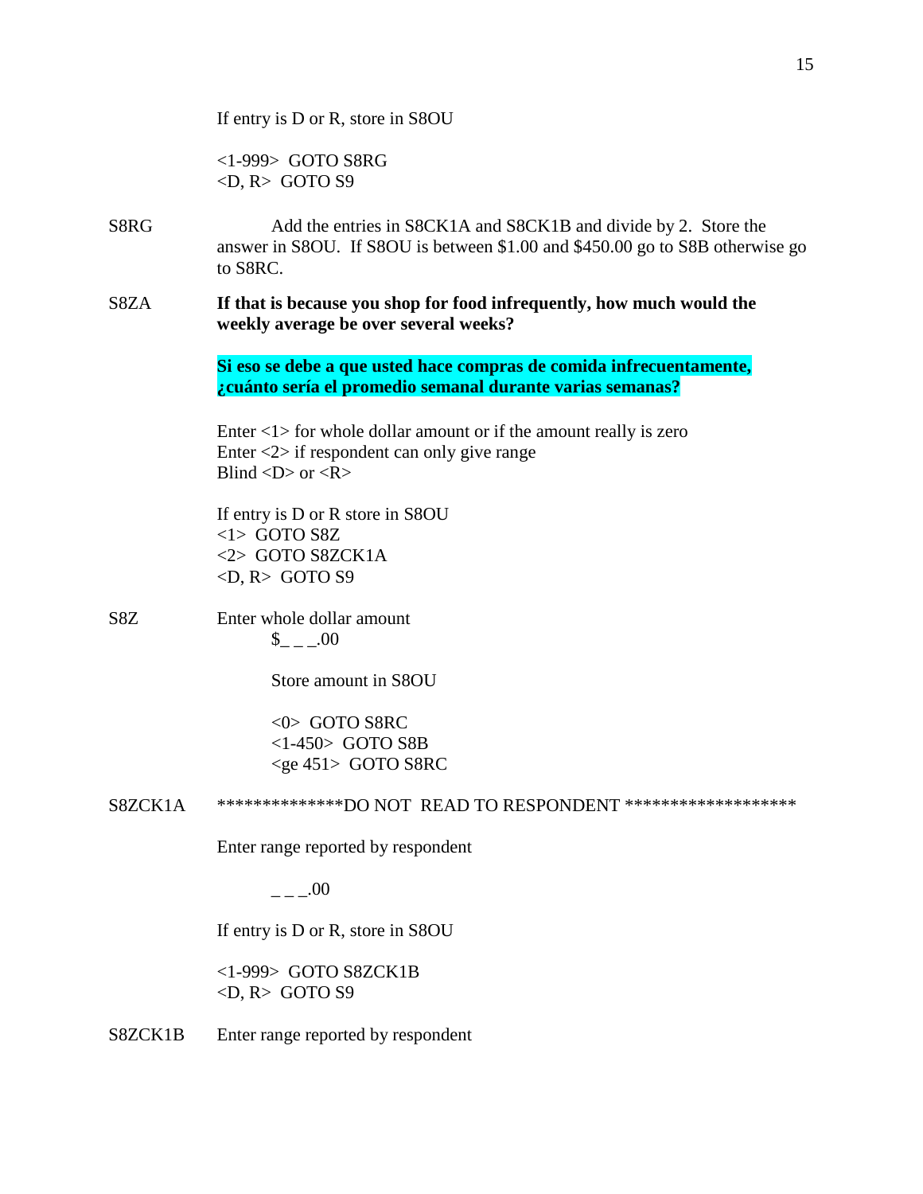If entry is D or R, store in S8OU

<1-999> GOTO S8RG
<D, R> GOTO S9

S8RG Add the entries in S8CK1A and S8CK1B and divide by 2. Store the answer in S8OU. If S8OU is between $1.00 and $450.00 go to S8B otherwise go to S8RC.

S8ZA **If that is because you shop for food infrequently, how much would the weekly average be over several weeks?**

**Si eso se debe a que usted hace compras de comida infrecuentamente, ¿cuánto sería el promedio semanal durante varias semanas?**

Enter <1> for whole dollar amount or if the amount really is zero
Enter <2> if respondent can only give range
Blind <D> or <R>

If entry is D or R store in S8OU
<1> GOTO S8Z
<2> GOTO S8ZCK1A
<D, R> GOTO S9

S8Z Enter whole dollar amount
$_ _ _.00

Store amount in S8OU

<0> GOTO S8RC
<1-450> GOTO S8B
<ge 451> GOTO S8RC

S8ZCK1A **************DO NOT READ TO RESPONDENT *******************

Enter range reported by respondent

_ _ _.00

If entry is D or R, store in S8OU

<1-999> GOTO S8ZCK1B
<D, R> GOTO S9

S8ZCK1B Enter range reported by respondent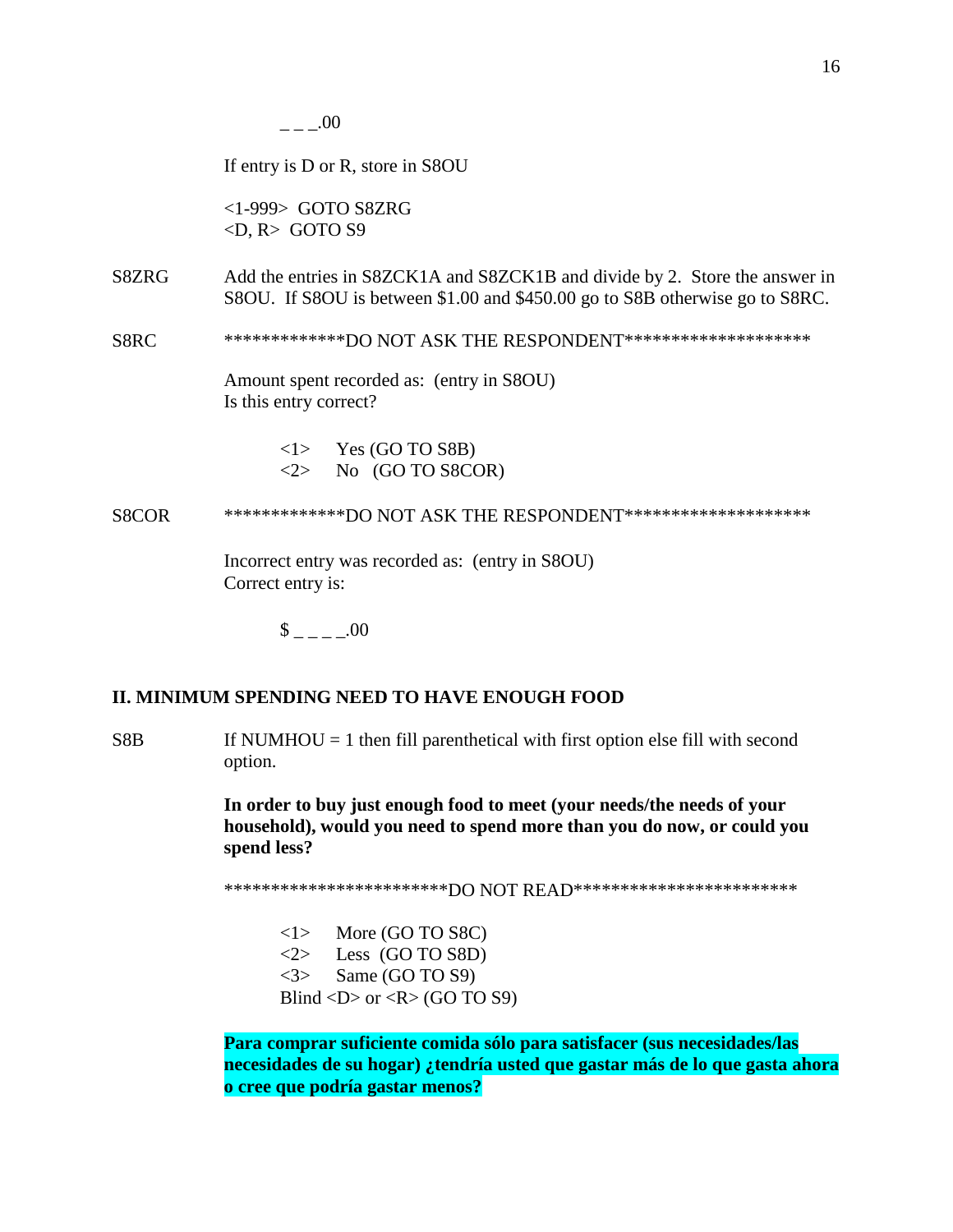_ _ _.00

If entry is D or R, store in S8OU

<1-999> GOTO S8ZRG
<D, R> GOTO S9

S8ZRG Add the entries in S8ZCK1A and S8ZCK1B and divide by 2. Store the answer in S8OU. If S8OU is between $1.00 and $450.00 go to S8B otherwise go to S8RC.

S8RC *************DO NOT ASK THE RESPONDENT********************

Amount spent recorded as: (entry in S8OU)
Is this entry correct?

<1> Yes (GO TO S8B)
<2> No (GO TO S8COR)

S8COR *************DO NOT ASK THE RESPONDENT********************

Incorrect entry was recorded as: (entry in S8OU)
Correct entry is:

$ _ _ _ _.00

## II. MINIMUM SPENDING NEED TO HAVE ENOUGH FOOD

S8B If NUMHOU = 1 then fill parenthetical with first option else fill with second option.

**In order to buy just enough food to meet (your needs/the needs of your household), would you need to spend more than you do now, or could you spend less?**

************************DO NOT READ************************

<1> More (GO TO S8C)
<2> Less (GO TO S8D)
<3> Same (GO TO S9)
Blind <D> or <R> (GO TO S9)

**Para comprar suficiente comida sólo para satisfacer (sus necesidades/las necesidades de su hogar) ¿tendría usted que gastar más de lo que gasta ahora o cree que podría gastar menos?**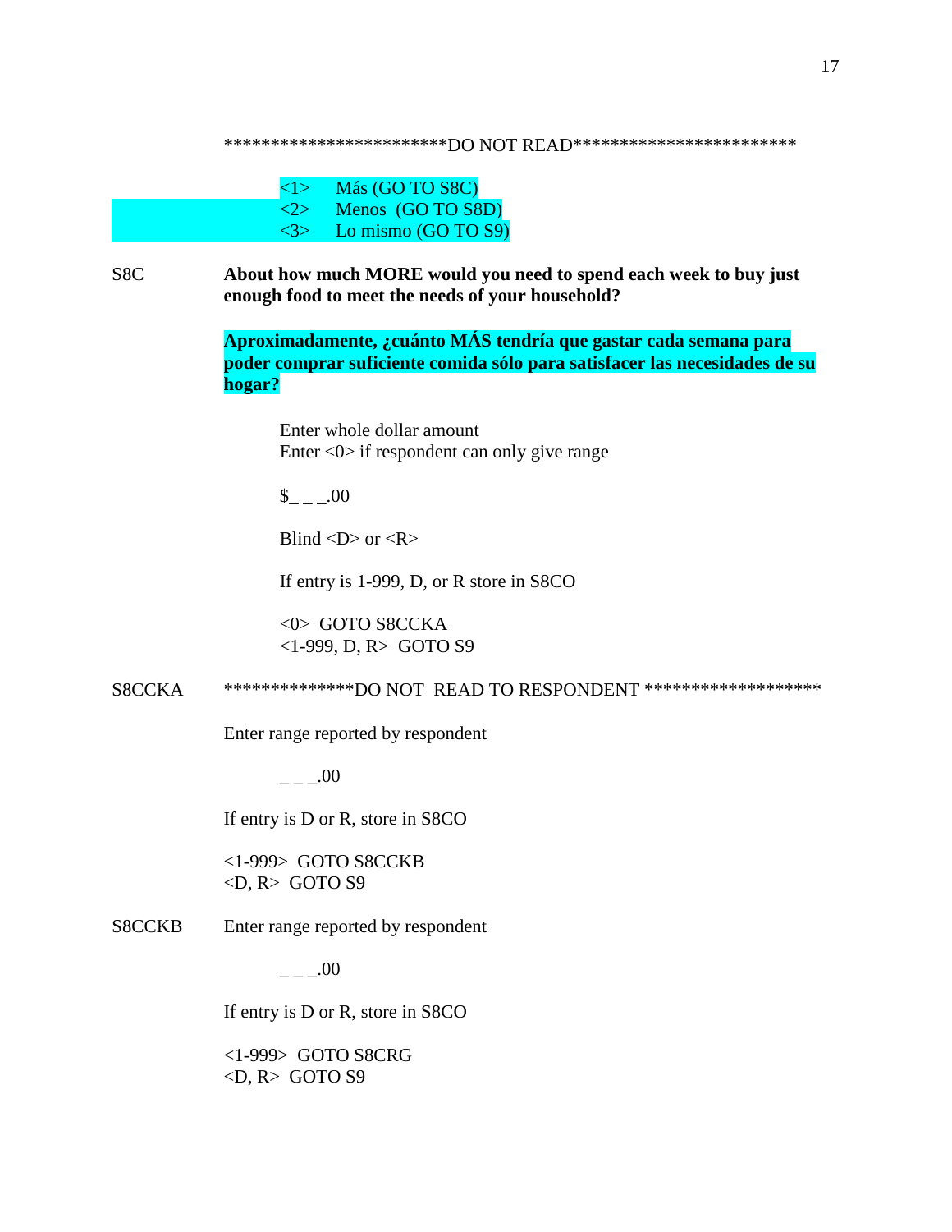************************DO NOT READ************************

<1> Más (GO TO S8C)
<2> Menos (GO TO S8D)
<3> Lo mismo (GO TO S9)

S8C **About how much MORE would you need to spend each week to buy just enough food to meet the needs of your household?**

**Aproximadamente, ¿cuánto MÁS tendría que gastar cada semana para poder comprar suficiente comida sólo para satisfacer las necesidades de su hogar?**

Enter whole dollar amount
Enter <0> if respondent can only give range

$_ _ _.00

Blind <D> or <R>

If entry is 1-999, D, or R store in S8CO

<0> GOTO S8CCKA
<1-999, D, R> GOTO S9

S8CCKA **************DO NOT READ TO RESPONDENT *******************

Enter range reported by respondent

_ _ _.00

If entry is D or R, store in S8CO

<1-999> GOTO S8CCKB
<D, R> GOTO S9

S8CCKB Enter range reported by respondent

_ _ _.00

If entry is D or R, store in S8CO

<1-999> GOTO S8CRG
<D, R> GOTO S9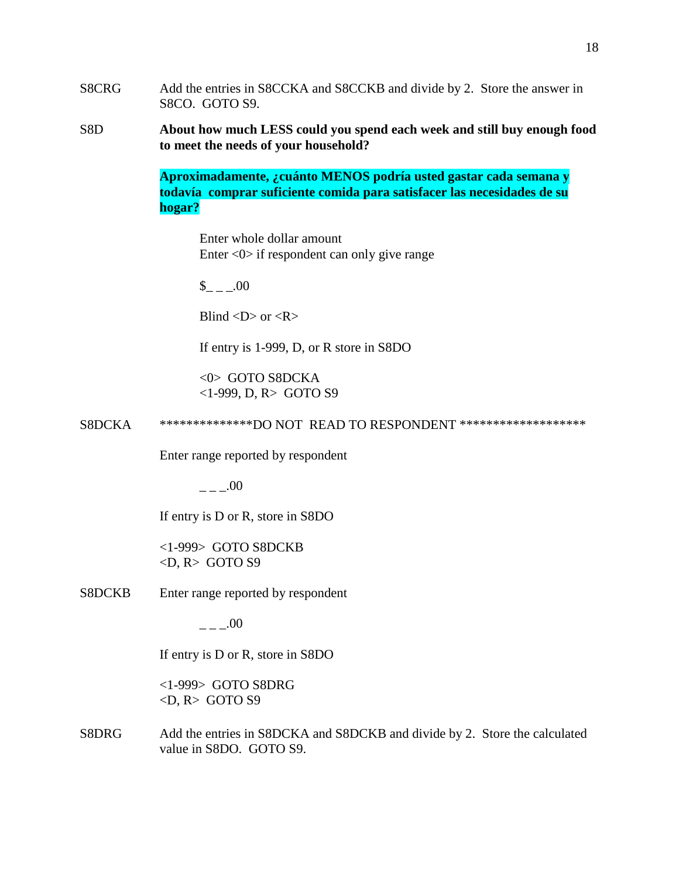S8CRG Add the entries in S8CCKA and S8CCKB and divide by 2. Store the answer in S8CO. GOTO S9.

S8D **About how much LESS could you spend each week and still buy enough food to meet the needs of your household?**

**Aproximadamente, ¿cuánto MENOS podría usted gastar cada semana y todavía comprar suficiente comida para satisfacer las necesidades de su hogar?**

Enter whole dollar amount
Enter <0> if respondent can only give range

$_ _ _.00

Blind <D> or <R>

If entry is 1-999, D, or R store in S8DO

<0> GOTO S8DCKA
<1-999, D, R> GOTO S9

S8DCKA **************DO NOT READ TO RESPONDENT *******************

Enter range reported by respondent

_ _ _.00

If entry is D or R, store in S8DO

<1-999> GOTO S8DCKB
<D, R> GOTO S9

S8DCKB Enter range reported by respondent

_ _ _.00

If entry is D or R, store in S8DO

<1-999> GOTO S8DRG
<D, R> GOTO S9

S8DRG Add the entries in S8DCKA and S8DCKB and divide by 2. Store the calculated value in S8DO. GOTO S9.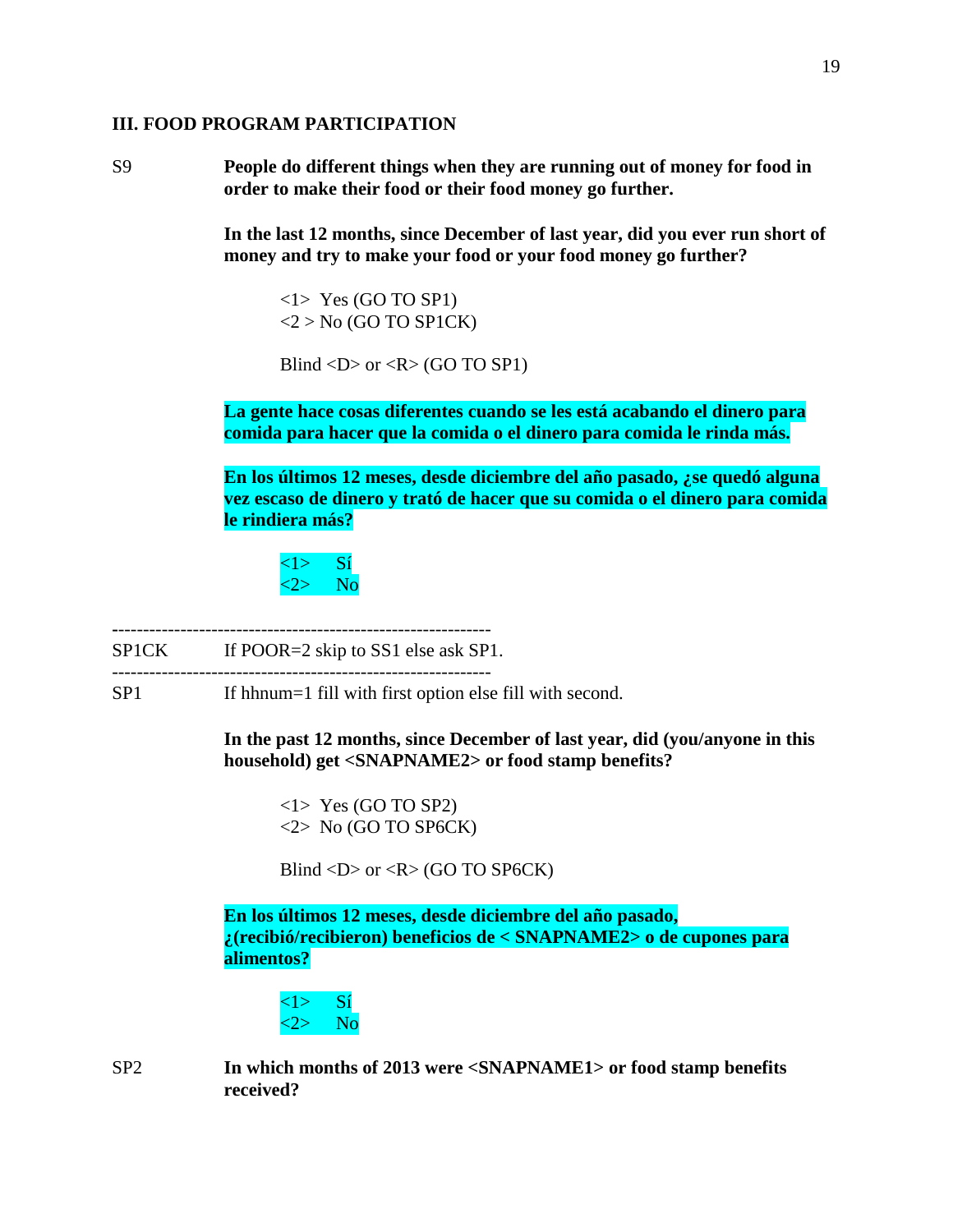### III. FOOD PROGRAM PARTICIPATION

S9 **People do different things when they are running out of money for food in order to make their food or their food money go further.**

**In the last 12 months, since December of last year, did you ever run short of money and try to make your food or your food money go further?**

<1> Yes (GO TO SP1)
<2 > No (GO TO SP1CK)

Blind <D> or <R> (GO TO SP1)

**La gente hace cosas diferentes cuando se les está acabando el dinero para comida para hacer que la comida o el dinero para comida le rinda más.**

**En los últimos 12 meses, desde diciembre del año pasado, ¿se quedó alguna vez escaso de dinero y trató de hacer que su comida o el dinero para comida le rindiera más?**

<1> Sí
<2> No

---

SP1CK If POOR=2 skip to SS1 else ask SP1.

---

SP1 If hhnum=1 fill with first option else fill with second.

**In the past 12 months, since December of last year, did (you/anyone in this household) get <SNAPNAME2> or food stamp benefits?**

<1> Yes (GO TO SP2)
<2> No (GO TO SP6CK)

Blind <D> or <R> (GO TO SP6CK)

**En los últimos 12 meses, desde diciembre del año pasado, ¿(recibió/recibieron) beneficios de < SNAPNAME2> o de cupones para alimentos?**

<1> Sí
<2> No

SP2 **In which months of 2013 were <SNAPNAME1> or food stamp benefits received?**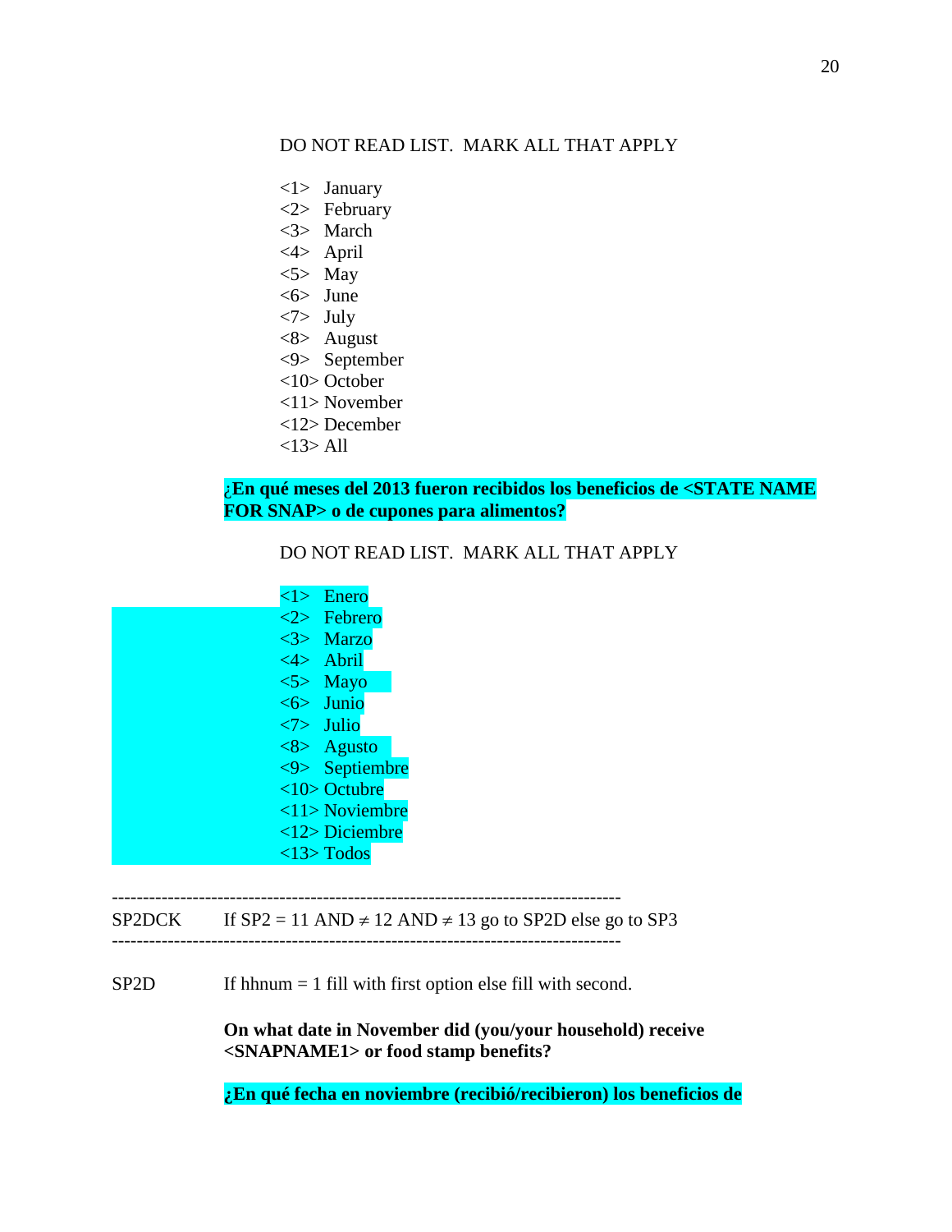DO NOT READ LIST.  MARK ALL THAT APPLY

<1>  January
<2>  February
<3>  March
<4>  April
<5>  May
<6>  June
<7>  July
<8>  August
<9>  September
<10> October
<11> November
<12> December
<13> All

**¿En qué meses del 2013 fueron recibidos los beneficios de <STATE NAME FOR SNAP> o de cupones para alimentos?**

DO NOT READ LIST.  MARK ALL THAT APPLY

<1>  Enero
<2>  Febrero
<3>  Marzo
<4>  Abril
<5>  Mayo
<6>  Junio
<7>  Julio
<8>  Agusto
<9>  Septiembre
<10> Octubre
<11> Noviembre
<12> Diciembre
<13> Todos

---

SP2DCK    If SP2 = 11 AND ≠ 12 AND ≠ 13 go to SP2D else go to SP3

---

SP2D    If hhnum = 1 fill with first option else fill with second.

**On what date in November did (you/your household) receive <SNAPNAME1> or food stamp benefits?**

**¿En qué fecha en noviembre (recibió/recibieron) los beneficios de**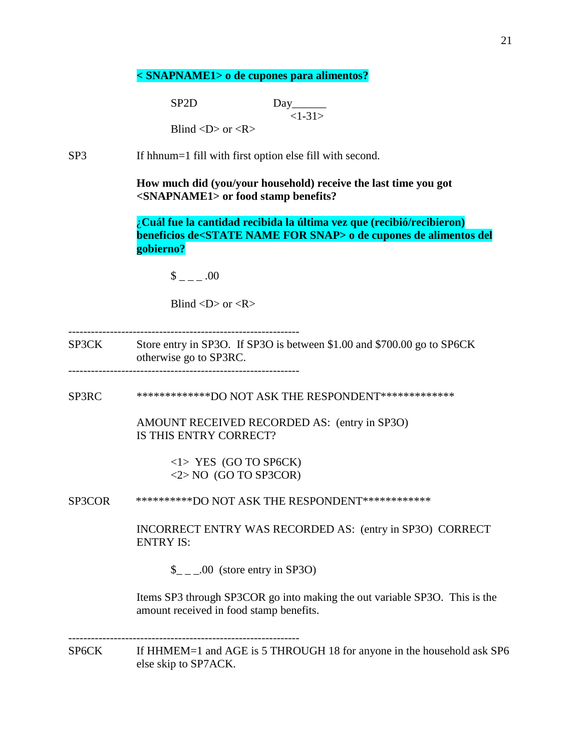**< SNAPNAME1> o de cupones para alimentos?**

SP2D Day______
<1-31>

Blind <D> or <R>

SP3 If hhnum=1 fill with first option else fill with second.

**How much did (you/your household) receive the last time you got <SNAPNAME1> or food stamp benefits?**

**¿Cuál fue la cantidad recibida la última vez que (recibió/recibieron) beneficios de<STATE NAME FOR SNAP> o de cupones de alimentos del gobierno?**

$ _ _ _ .00

Blind <D> or <R>

---

SP3CK Store entry in SP3O. If SP3O is between $1.00 and $700.00 go to SP6CK otherwise go to SP3RC.

---

SP3RC *************DO NOT ASK THE RESPONDENT*************

AMOUNT RECEIVED RECORDED AS: (entry in SP3O)
IS THIS ENTRY CORRECT?

<1> YES (GO TO SP6CK)
<2> NO (GO TO SP3COR)

SP3COR **********DO NOT ASK THE RESPONDENT************

INCORRECT ENTRY WAS RECORDED AS: (entry in SP3O) CORRECT ENTRY IS:

$_ _ _.00 (store entry in SP3O)

Items SP3 through SP3COR go into making the out variable SP3O. This is the amount received in food stamp benefits.

---

SP6CK If HHMEM=1 and AGE is 5 THROUGH 18 for anyone in the household ask SP6 else skip to SP7ACK.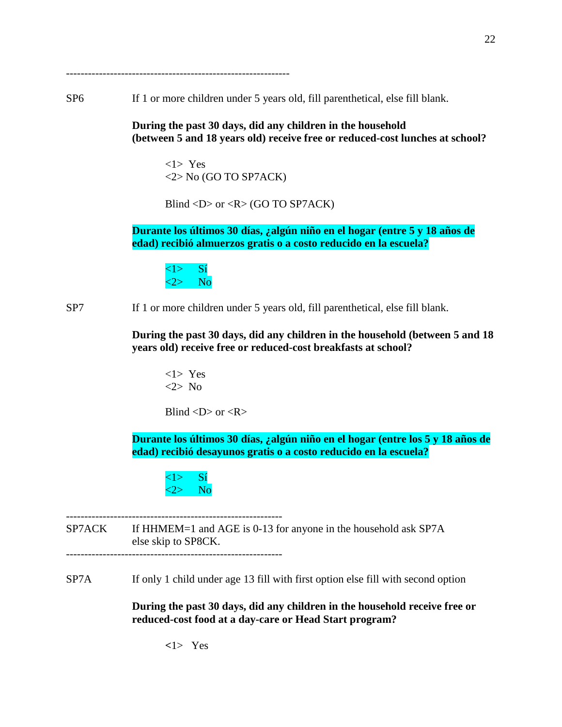------------------------------------------------------------

SP6 If 1 or more children under 5 years old, fill parenthetical, else fill blank.

**During the past 30 days, did any children in the household (between 5 and 18 years old) receive free or reduced-cost lunches at school?**

<1> Yes
<2> No (GO TO SP7ACK)

Blind <D> or <R> (GO TO SP7ACK)

**Durante los últimos 30 días, ¿algún niño en el hogar (entre 5 y 18 años de edad) recibió almuerzos gratis o a costo reducido en la escuela?**

<1> Sí
<2> No

SP7 If 1 or more children under 5 years old, fill parenthetical, else fill blank.

**During the past 30 days, did any children in the household (between 5 and 18 years old) receive free or reduced-cost breakfasts at school?**

<1> Yes
<2> No

Blind <D> or <R>

**Durante los últimos 30 días, ¿algún niño en el hogar (entre los 5 y 18 años de edad) recibió desayunos gratis o a costo reducido en la escuela?**

<1> Sí
<2> No

------------------------------------------------------------
SP7ACK If HHMEM=1 and AGE is 0-13 for anyone in the household ask SP7A else skip to SP8CK.
------------------------------------------------------------

SP7A If only 1 child under age 13 fill with first option else fill with second option

**During the past 30 days, did any children in the household receive free or reduced-cost food at a day-care or Head Start program?**

<1> Yes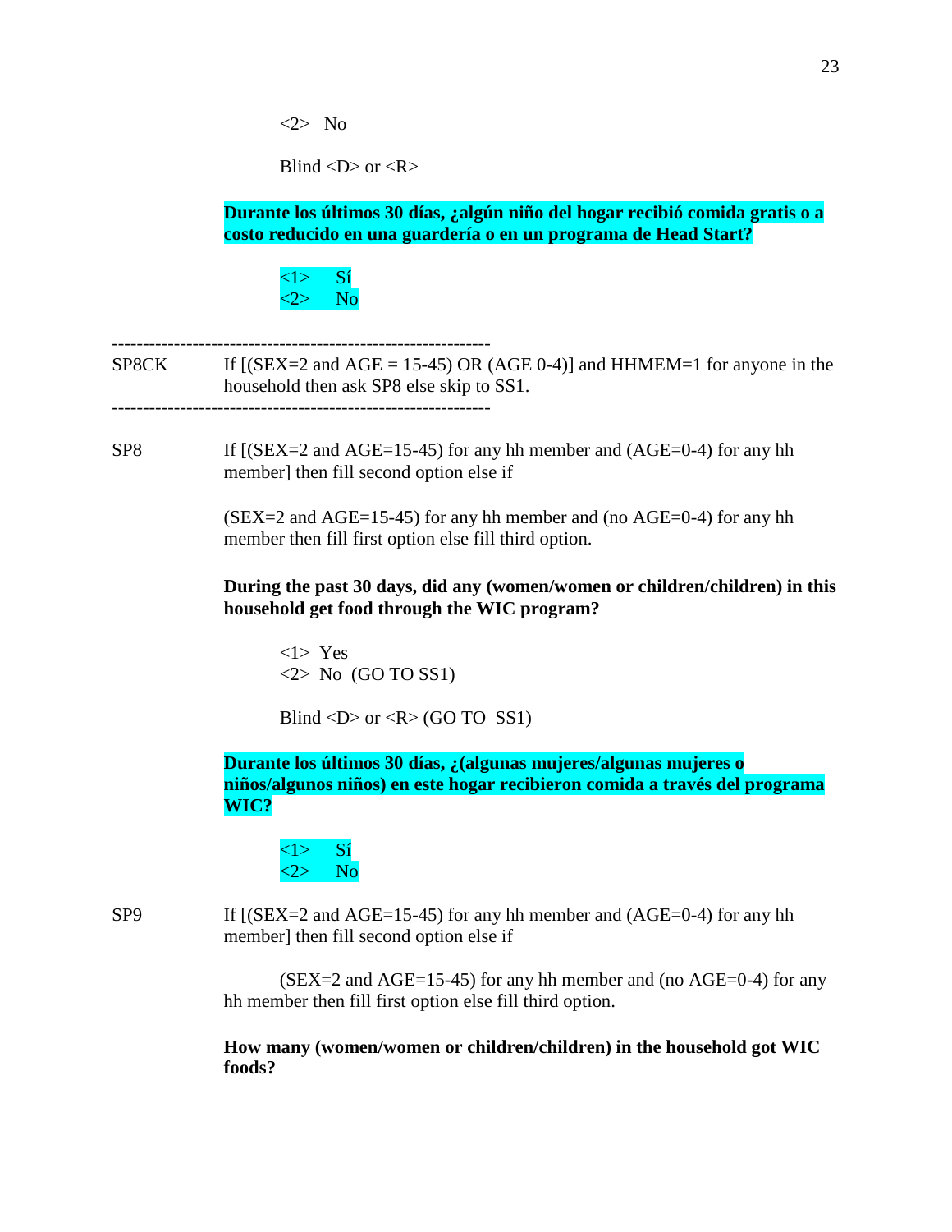<2> No

Blind <D> or <R>

**Durante los últimos 30 días, ¿algún niño del hogar recibió comida gratis o a costo reducido en una guardería o en un programa de Head Start?**

<1> Sí
<2> No

---

SP8CK If [(SEX=2 and AGE = 15-45) OR (AGE 0-4)] and HHMEM=1 for anyone in the household then ask SP8 else skip to SS1.

---

SP8 If [(SEX=2 and AGE=15-45) for any hh member and (AGE=0-4) for any hh member] then fill second option else if

(SEX=2 and AGE=15-45) for any hh member and (no AGE=0-4) for any hh member then fill first option else fill third option.

**During the past 30 days, did any (women/women or children/children) in this household get food through the WIC program?**

<1> Yes
<2> No (GO TO SS1)

Blind <D> or <R> (GO TO SS1)

**Durante los últimos 30 días, ¿(algunas mujeres/algunas mujeres o niños/algunos niños) en este hogar recibieron comida a través del programa WIC?**

<1> Sí
<2> No

SP9 If [(SEX=2 and AGE=15-45) for any hh member and (AGE=0-4) for any hh member] then fill second option else if

(SEX=2 and AGE=15-45) for any hh member and (no AGE=0-4) for any hh member then fill first option else fill third option.

**How many (women/women or children/children) in the household got WIC foods?**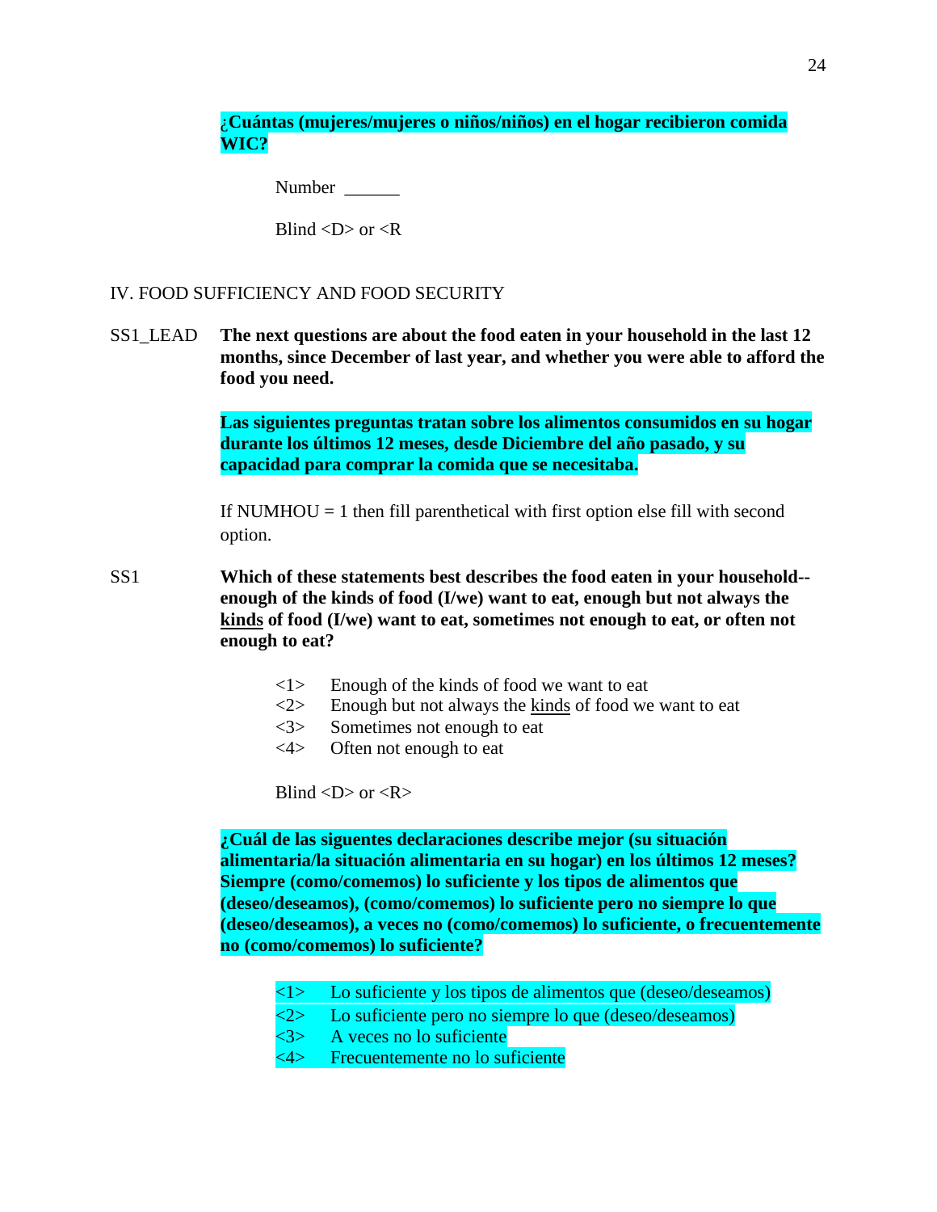**¿Cuántas (mujeres/mujeres o niños/niños) en el hogar recibieron comida WIC?**

Number ______

Blind <D> or <R

IV. FOOD SUFFICIENCY AND FOOD SECURITY

SS1_LEAD **The next questions are about the food eaten in your household in the last 12 months, since December of last year, and whether you were able to afford the food you need.**

**Las siguientes preguntas tratan sobre los alimentos consumidos en su hogar durante los últimos 12 meses, desde Diciembre del año pasado, y su capacidad para comprar la comida que se necesitaba.**

If NUMHOU = 1 then fill parenthetical with first option else fill with second option.

SS1 **Which of these statements best describes the food eaten in your household--enough of the kinds of food (I/we) want to eat, enough but not always the <u>kinds</u> of food (I/we) want to eat, sometimes not enough to eat, or often not enough to eat?**

<1> Enough of the kinds of food we want to eat
<2> Enough but not always the <u>kinds</u> of food we want to eat
<3> Sometimes not enough to eat
<4> Often not enough to eat

Blind <D> or <R>

**¿Cuál de las siguentes declaraciones describe mejor (su situación alimentaria/la situación alimentaria en su hogar) en los últimos 12 meses? Siempre (como/comemos) lo suficiente y los tipos de alimentos que (deseo/deseamos), (como/comemos) lo suficiente pero no siempre lo que (deseo/deseamos), a veces no (como/comemos) lo suficiente, o frecuentemente no (como/comemos) lo suficiente?**

<1> Lo suficiente y los tipos de alimentos que (deseo/deseamos)
<2> Lo suficiente pero no siempre lo que (deseo/deseamos)
<3> A veces no lo suficiente
<4> Frecuentemente no lo suficiente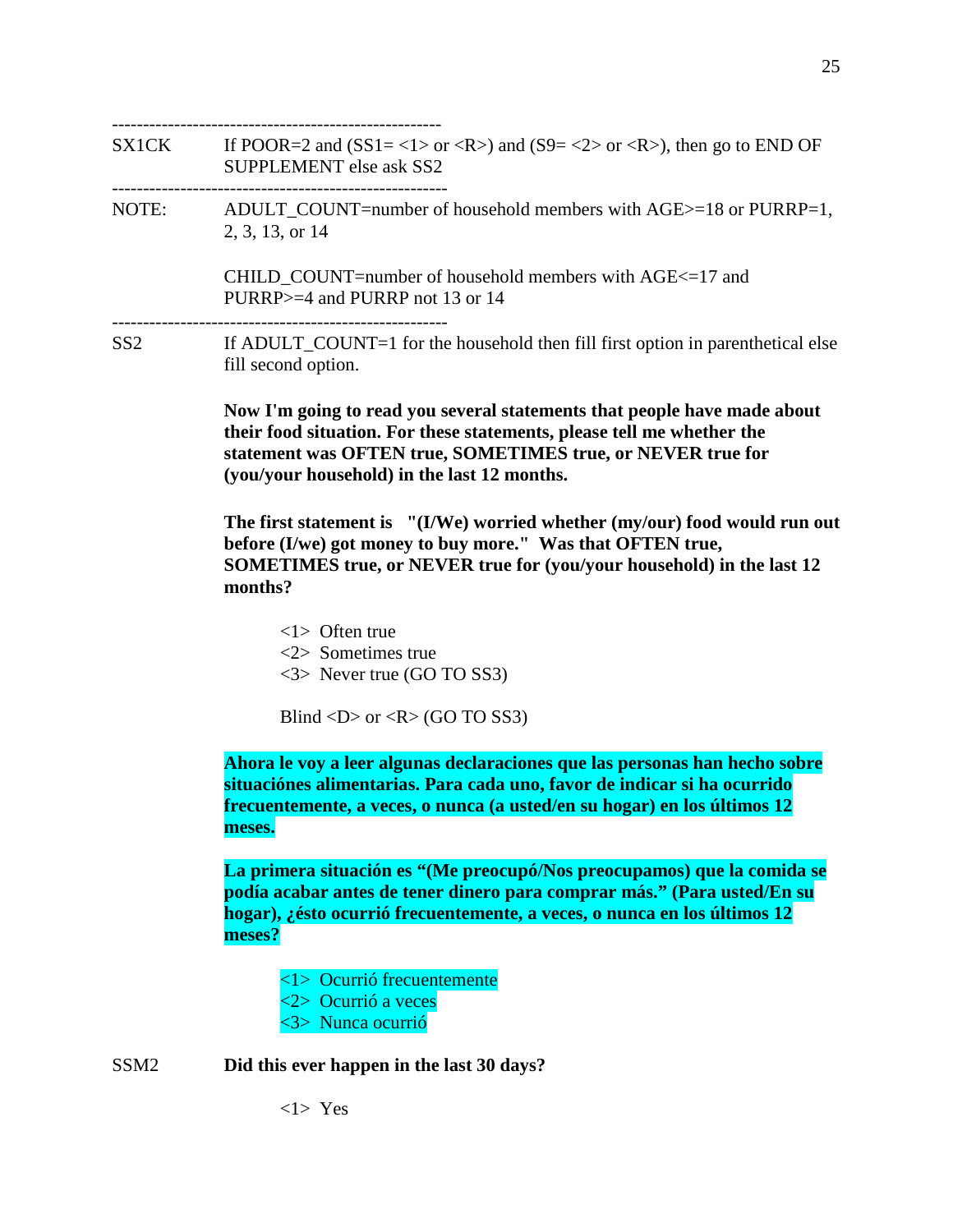-----------------------------------------------------

SX1CK If POOR=2 and (SS1= <1> or <R>) and (S9= <2> or <R>), then go to END OF SUPPLEMENT else ask SS2

-----------------------------------------------------

NOTE: ADULT_COUNT=number of household members with AGE>=18 or PURRP=1, 2, 3, 13, or 14

CHILD_COUNT=number of household members with AGE<=17 and PURRP>=4 and PURRP not 13 or 14

-----------------------------------------------------

SS2 If ADULT_COUNT=1 for the household then fill first option in parenthetical else fill second option.

**Now I'm going to read you several statements that people have made about their food situation. For these statements, please tell me whether the statement was OFTEN true, SOMETIMES true, or NEVER true for (you/your household) in the last 12 months.**

**The first statement is "(I/We) worried whether (my/our) food would run out before (I/we) got money to buy more." Was that OFTEN true, SOMETIMES true, or NEVER true for (you/your household) in the last 12 months?**

<1> Often true
<2> Sometimes true
<3> Never true (GO TO SS3)

Blind <D> or <R> (GO TO SS3)

**Ahora le voy a leer algunas declaraciones que las personas han hecho sobre situaciónes alimentarias. Para cada uno, favor de indicar si ha ocurrido frecuentemente, a veces, o nunca (a usted/en su hogar) en los últimos 12 meses.**

**La primera situación es "(Me preocupó/Nos preocupamos) que la comida se podía acabar antes de tener dinero para comprar más." (Para usted/En su hogar), ¿ésto ocurrió frecuentemente, a veces, o nunca en los últimos 12 meses?**

<1> Ocurrió frecuentemente
<2> Ocurrió a veces
<3> Nunca ocurrió

SSM2 **Did this ever happen in the last 30 days?**

<1> Yes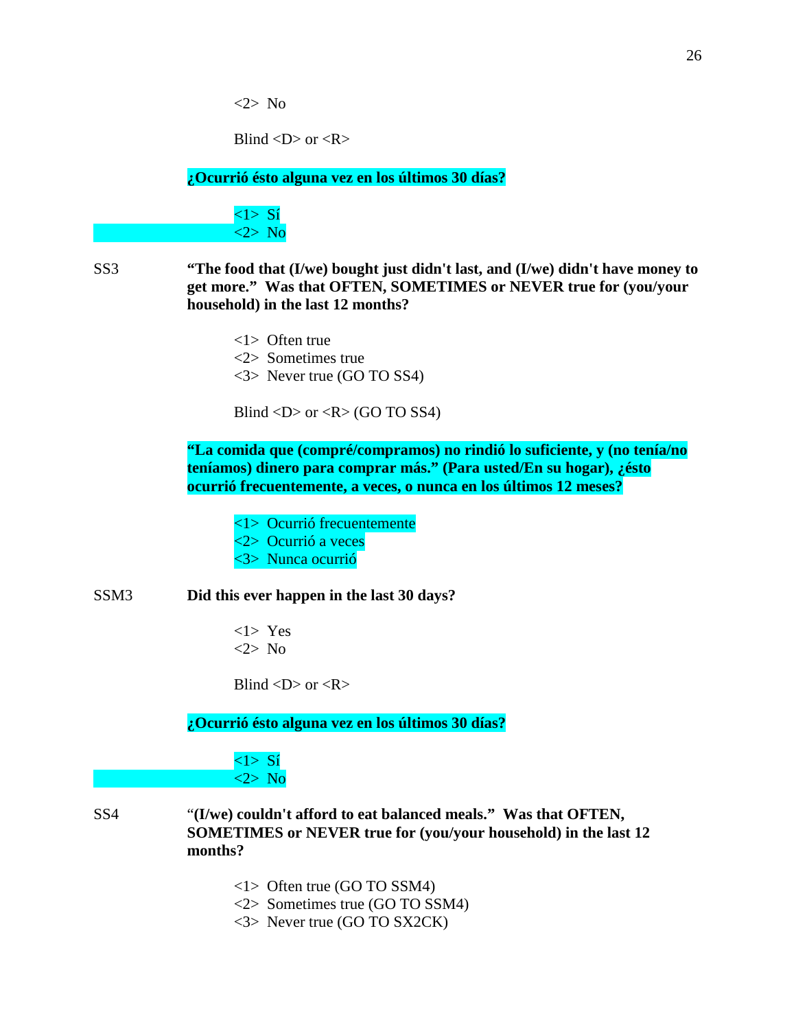<2> No

Blind <D> or <R>

**¿Ocurrió ésto alguna vez en los últimos 30 días?**

<1> Sí
<2> No

SS3 **"The food that (I/we) bought just didn't last, and (I/we) didn't have money to get more." Was that OFTEN, SOMETIMES or NEVER true for (you/your household) in the last 12 months?**

<1> Often true
<2> Sometimes true
<3> Never true (GO TO SS4)

Blind <D> or <R> (GO TO SS4)

**"La comida que (compré/compramos) no rindió lo suficiente, y (no tenía/no teníamos) dinero para comprar más." (Para usted/En su hogar), ¿ésto ocurrió frecuentemente, a veces, o nunca en los últimos 12 meses?**

<1> Ocurrió frecuentemente
<2> Ocurrió a veces
<3> Nunca ocurrió

SSM3 **Did this ever happen in the last 30 days?**

<1> Yes
<2> No

Blind <D> or <R>

**¿Ocurrió ésto alguna vez en los últimos 30 días?**

<1> Sí
<2> No

SS4 "**(I/we) couldn't afford to eat balanced meals." Was that OFTEN, SOMETIMES or NEVER true for (you/your household) in the last 12 months?**

<1> Often true (GO TO SSM4)
<2> Sometimes true (GO TO SSM4)
<3> Never true (GO TO SX2CK)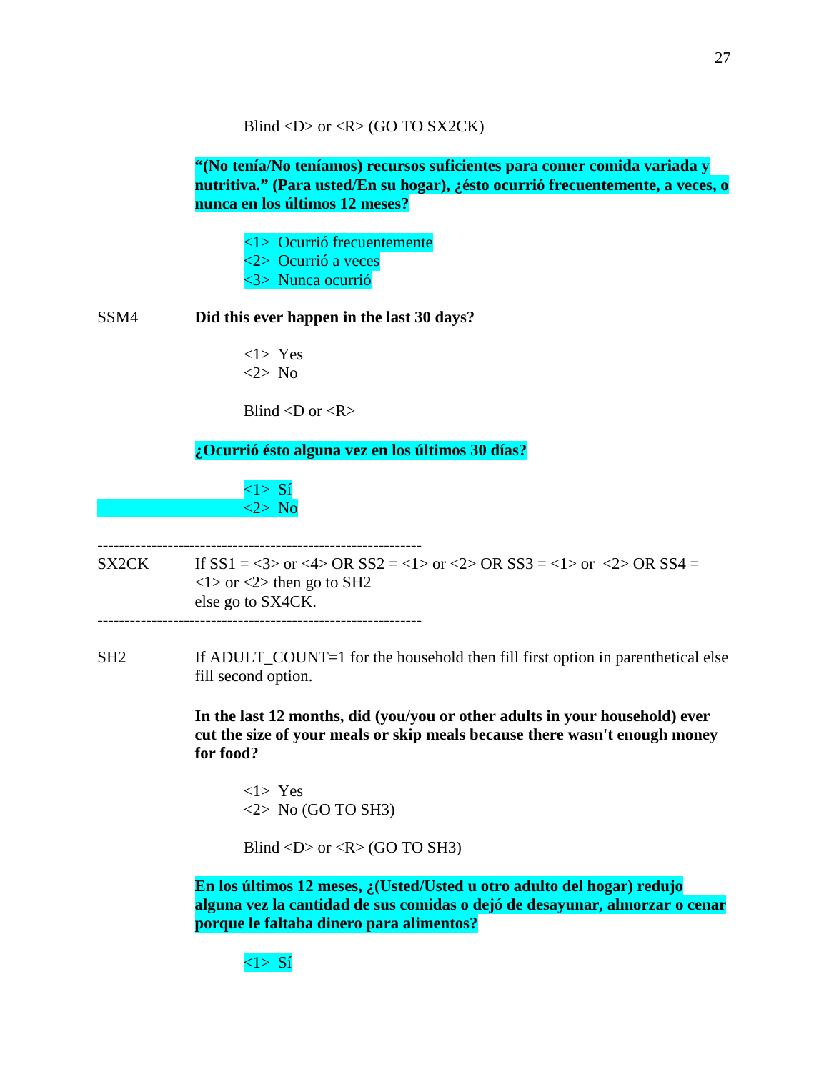Blind <D> or <R> (GO TO SX2CK)

**"(No tenía/No teníamos) recursos suficientes para comer comida variada y nutritiva." (Para usted/En su hogar), ¿ésto ocurrió frecuentemente, a veces, o nunca en los últimos 12 meses?**

<1> Ocurrió frecuentemente
<2> Ocurrió a veces
<3> Nunca ocurrió

SSM4 **Did this ever happen in the last 30 days?**

<1> Yes
<2> No

Blind <D or <R>

**¿Ocurrió ésto alguna vez en los últimos 30 días?**

<1> Sí
<2> No

------------------------------------------------------------

SX2CK If SS1 = <3> or <4> OR SS2 = <1> or <2> OR SS3 = <1> or <2> OR SS4 = <1> or <2> then go to SH2
else go to SX4CK.

------------------------------------------------------------

SH2 If ADULT_COUNT=1 for the household then fill first option in parenthetical else fill second option.

**In the last 12 months, did (you/you or other adults in your household) ever cut the size of your meals or skip meals because there wasn't enough money for food?**

<1> Yes
<2> No (GO TO SH3)

Blind <D> or <R> (GO TO SH3)

**En los últimos 12 meses, ¿(Usted/Usted u otro adulto del hogar) redujo alguna vez la cantidad de sus comidas o dejó de desayunar, almorzar o cenar porque le faltaba dinero para alimentos?**

<1> Sí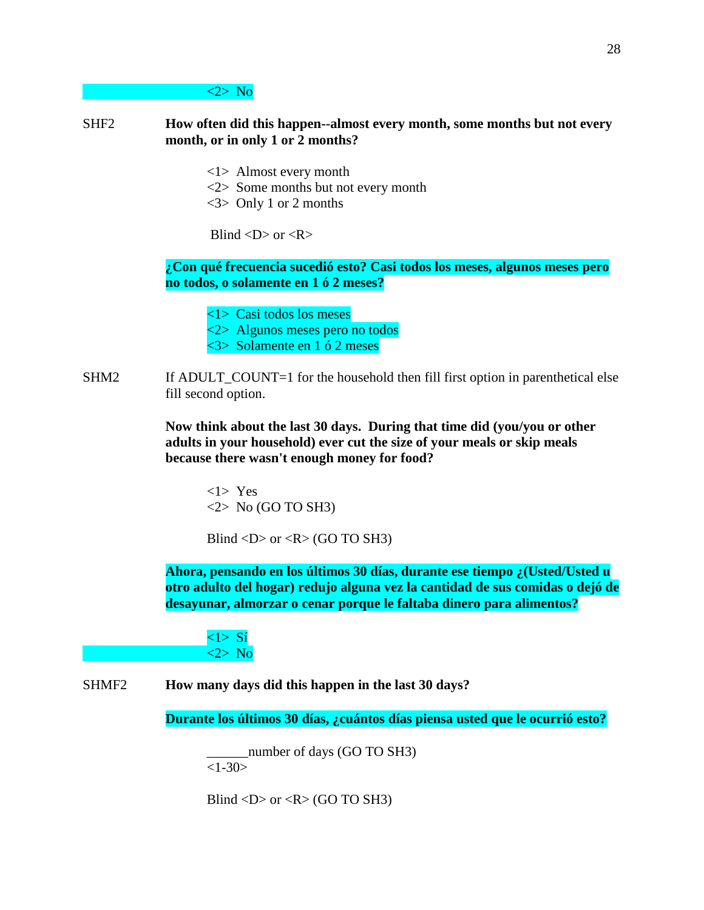<2> No

SHF2 **How often did this happen--almost every month, some months but not every month, or in only 1 or 2 months?**

<1> Almost every month
<2> Some months but not every month
<3> Only 1 or 2 months

Blind <D> or <R>

**¿Con qué frecuencia sucedió esto? Casi todos los meses, algunos meses pero no todos, o solamente en 1 ó 2 meses?**

<1> Casi todos los meses
<2> Algunos meses pero no todos
<3> Solamente en 1 ó 2 meses

SHM2 If ADULT_COUNT=1 for the household then fill first option in parenthetical else fill second option.

**Now think about the last 30 days. During that time did (you/you or other adults in your household) ever cut the size of your meals or skip meals because there wasn't enough money for food?**

<1> Yes
<2> No (GO TO SH3)

Blind <D> or <R> (GO TO SH3)

**Ahora, pensando en los últimos 30 días, durante ese tiempo ¿(Usted/Usted u otro adulto del hogar) redujo alguna vez la cantidad de sus comidas o dejó de desayunar, almorzar o cenar porque le faltaba dinero para alimentos?**

<1> Sí
<2> No

SHMF2 **How many days did this happen in the last 30 days?**

**Durante los últimos 30 días, ¿cuántos días piensa usted que le ocurrió esto?**

______number of days (GO TO SH3)
<1-30>

Blind <D> or <R> (GO TO SH3)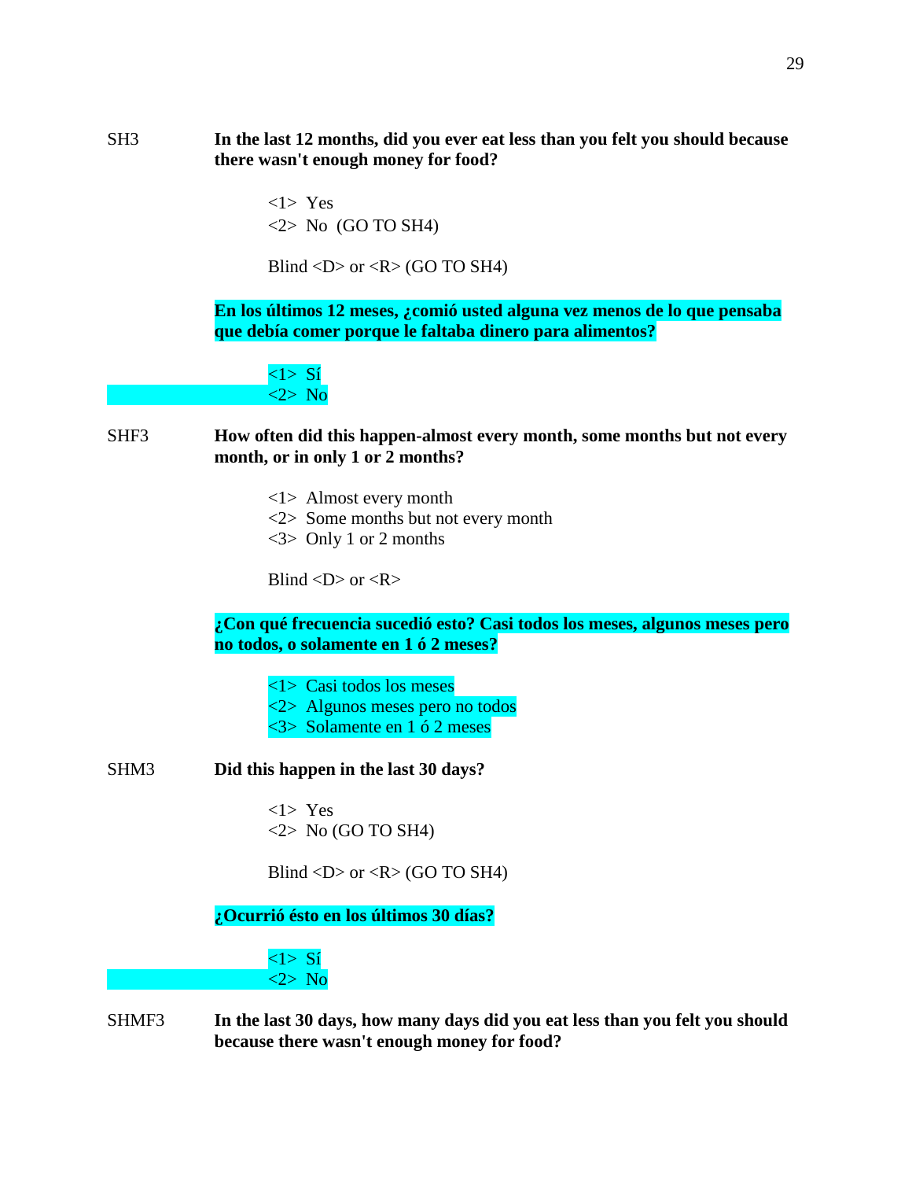SH3 **In the last 12 months, did you ever eat less than you felt you should because there wasn't enough money for food?**

<1> Yes
<2> No (GO TO SH4)

Blind <D> or <R> (GO TO SH4)

**En los últimos 12 meses, ¿comió usted alguna vez menos de lo que pensaba que debía comer porque le faltaba dinero para alimentos?**

<1> Sí
<2> No

SHF3 **How often did this happen-almost every month, some months but not every month, or in only 1 or 2 months?**

<1> Almost every month
<2> Some months but not every month
<3> Only 1 or 2 months

Blind <D> or <R>

**¿Con qué frecuencia sucedió esto? Casi todos los meses, algunos meses pero no todos, o solamente en 1 ó 2 meses?**

<1> Casi todos los meses
<2> Algunos meses pero no todos
<3> Solamente en 1 ó 2 meses

SHM3 **Did this happen in the last 30 days?**

<1> Yes
<2> No (GO TO SH4)

Blind <D> or <R> (GO TO SH4)

**¿Ocurrió ésto en los últimos 30 días?**

<1> Sí
<2> No

SHMF3 **In the last 30 days, how many days did you eat less than you felt you should because there wasn't enough money for food?**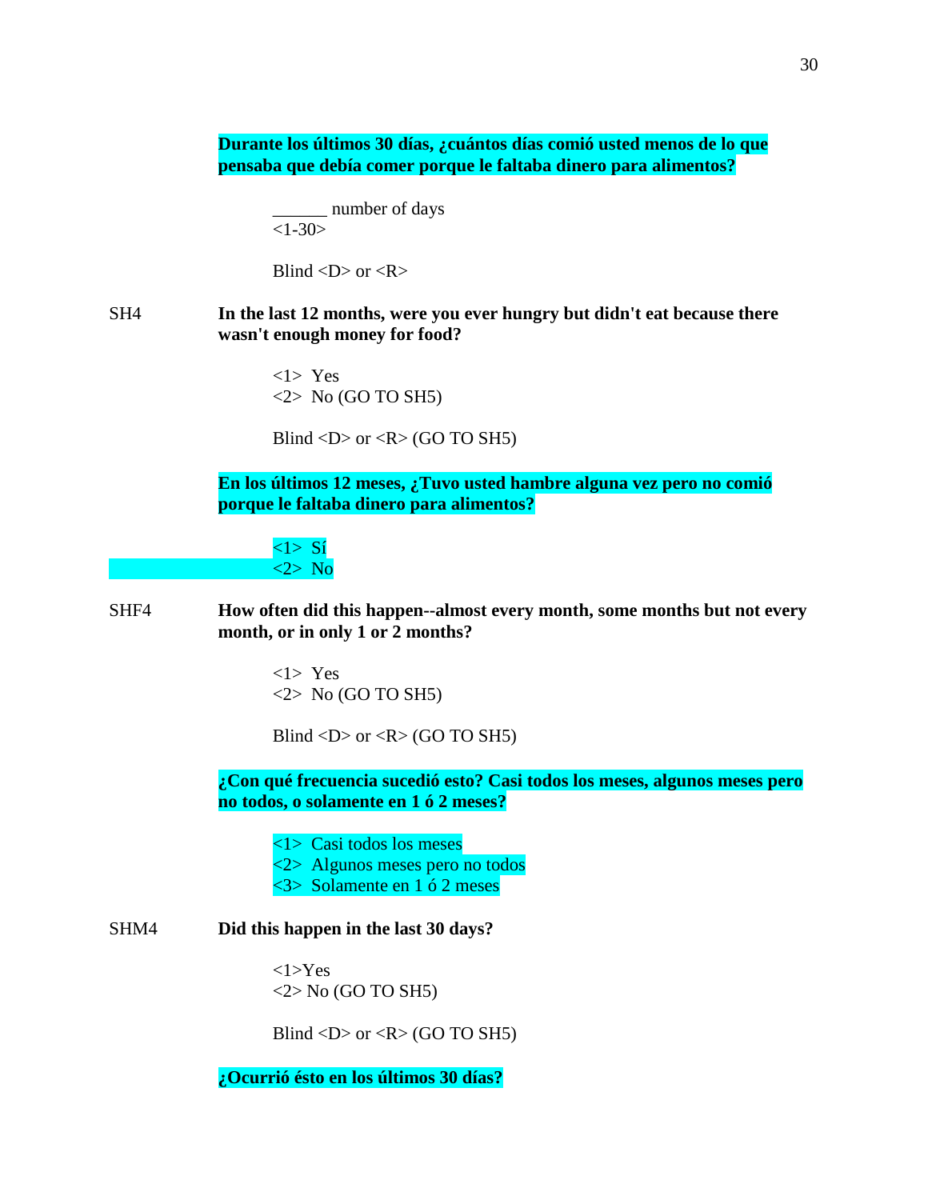**Durante los últimos 30 días, ¿cuántos días comió usted menos de lo que pensaba que debía comer porque le faltaba dinero para alimentos?**

______ number of days
<1-30>

Blind <D> or <R>

SH4 **In the last 12 months, were you ever hungry but didn't eat because there wasn't enough money for food?**

<1> Yes
<2> No (GO TO SH5)

Blind <D> or <R> (GO TO SH5)

**En los últimos 12 meses, ¿Tuvo usted hambre alguna vez pero no comió porque le faltaba dinero para alimentos?**

<1> Sí
<2> No

SHF4 **How often did this happen--almost every month, some months but not every month, or in only 1 or 2 months?**

<1> Yes
<2> No (GO TO SH5)

Blind <D> or <R> (GO TO SH5)

**¿Con qué frecuencia sucedió esto? Casi todos los meses, algunos meses pero no todos, o solamente en 1 ó 2 meses?**

<1> Casi todos los meses
<2> Algunos meses pero no todos
<3> Solamente en 1 ó 2 meses

SHM4 **Did this happen in the last 30 days?**

<1>Yes
<2> No (GO TO SH5)

Blind <D> or <R> (GO TO SH5)

**¿Ocurrió ésto en los últimos 30 días?**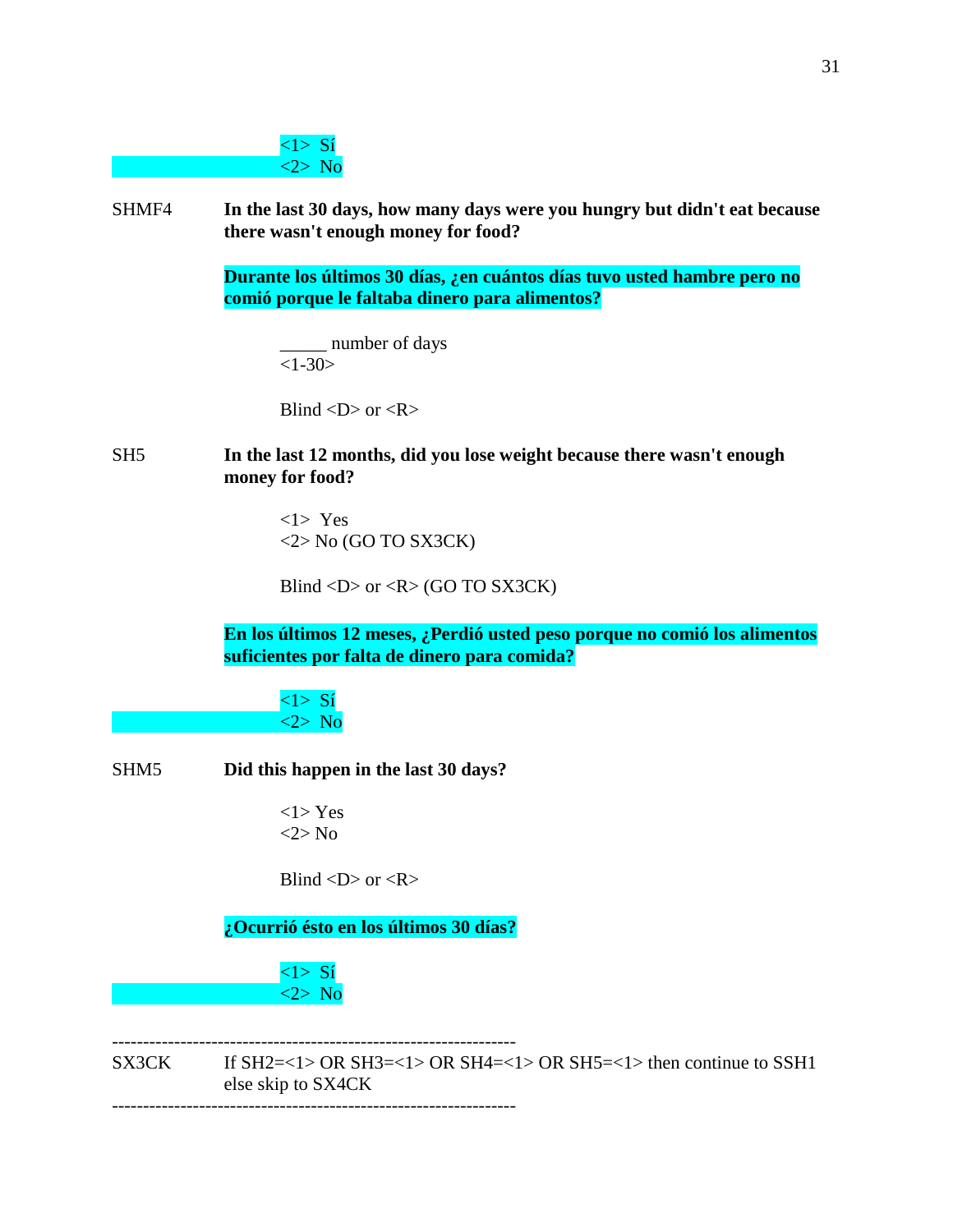<1> Sí
<2> No

SHMF4 **In the last 30 days, how many days were you hungry but didn't eat because there wasn't enough money for food?**

**Durante los últimos 30 días, ¿en cuántos días tuvo usted hambre pero no comió porque le faltaba dinero para alimentos?**

_____ number of days
<1-30>

Blind <D> or <R>

SH5 **In the last 12 months, did you lose weight because there wasn't enough money for food?**

<1> Yes
<2> No (GO TO SX3CK)

Blind <D> or <R> (GO TO SX3CK)

**En los últimos 12 meses, ¿Perdió usted peso porque no comió los alimentos suficientes por falta de dinero para comida?**

<1> Sí
<2> No

SHM5 **Did this happen in the last 30 days?**

<1> Yes
<2> No

Blind <D> or <R>

**¿Ocurrió ésto en los últimos 30 días?**

<1> Sí
<2> No

-----------------------------------------------------------------

SX3CK If SH2=<1> OR SH3=<1> OR SH4=<1> OR SH5=<1> then continue to SSH1 else skip to SX4CK

-----------------------------------------------------------------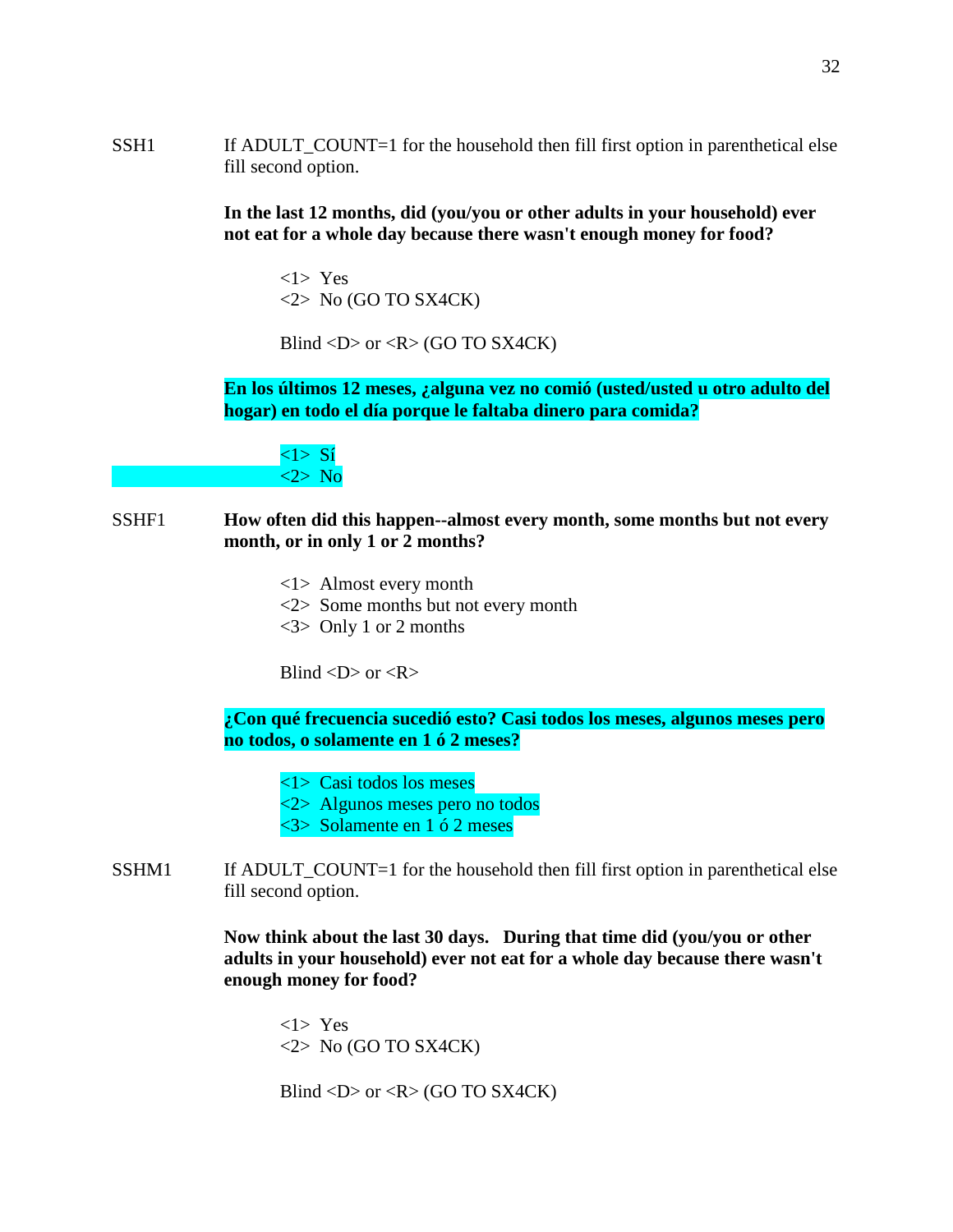SSH1 If ADULT_COUNT=1 for the household then fill first option in parenthetical else fill second option.

**In the last 12 months, did (you/you or other adults in your household) ever not eat for a whole day because there wasn't enough money for food?**

<1> Yes
<2> No (GO TO SX4CK)

Blind <D> or <R> (GO TO SX4CK)

**En los últimos 12 meses, ¿alguna vez no comió (usted/usted u otro adulto del hogar) en todo el día porque le faltaba dinero para comida?**

<1> Sí
<2> No

SSHF1 **How often did this happen--almost every month, some months but not every month, or in only 1 or 2 months?**

<1> Almost every month
<2> Some months but not every month
<3> Only 1 or 2 months

Blind <D> or <R>

**¿Con qué frecuencia sucedió esto? Casi todos los meses, algunos meses pero no todos, o solamente en 1 ó 2 meses?**

<1> Casi todos los meses
<2> Algunos meses pero no todos
<3> Solamente en 1 ó 2 meses

SSHM1 If ADULT_COUNT=1 for the household then fill first option in parenthetical else fill second option.

**Now think about the last 30 days. During that time did (you/you or other adults in your household) ever not eat for a whole day because there wasn't enough money for food?**

<1> Yes
<2> No (GO TO SX4CK)

Blind <D> or <R> (GO TO SX4CK)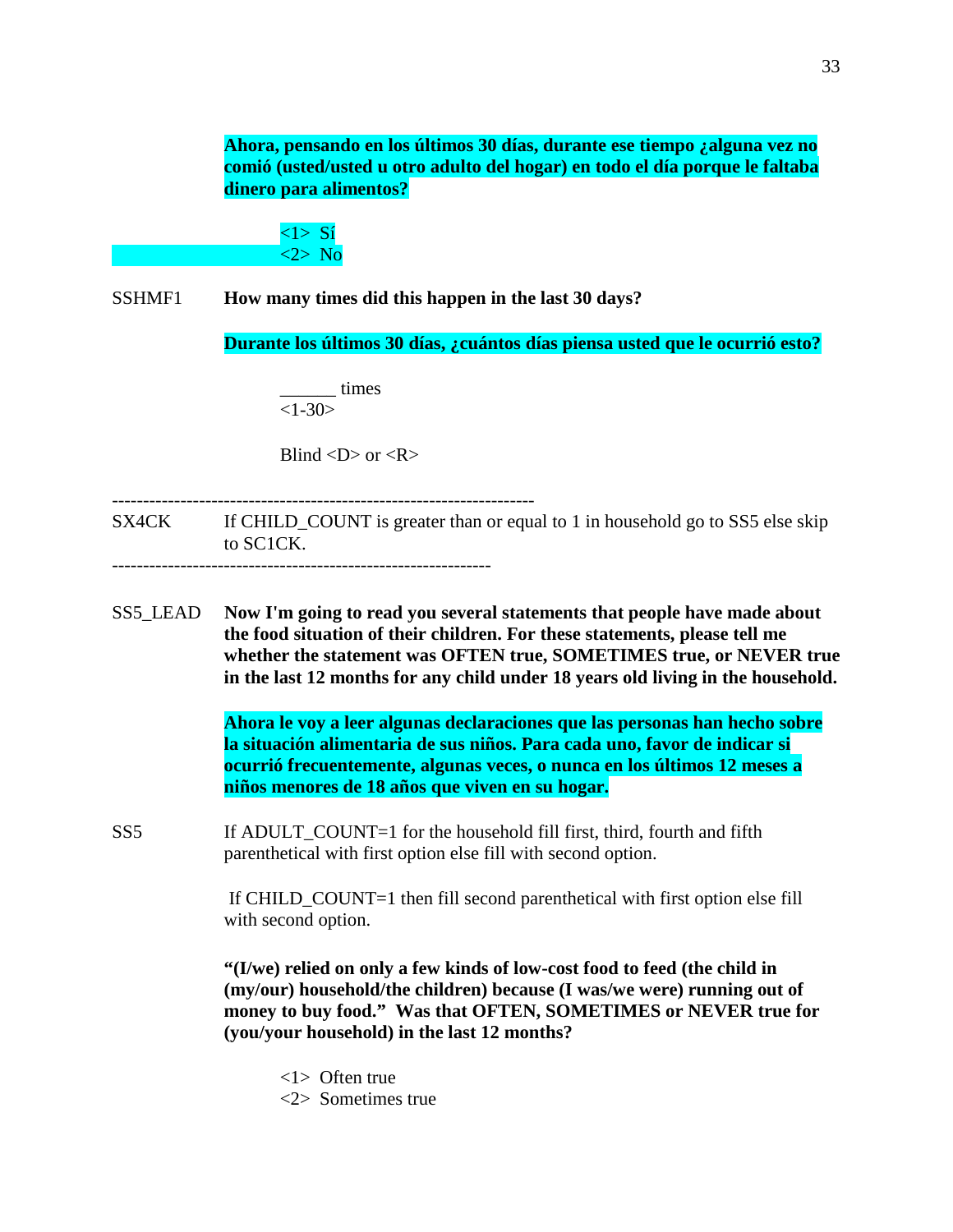**Ahora, pensando en los últimos 30 días, durante ese tiempo ¿alguna vez no comió (usted/usted u otro adulto del hogar) en todo el día porque le faltaba dinero para alimentos?**

<1> Sí
<2> No

SSHMF1 **How many times did this happen in the last 30 days?**

**Durante los últimos 30 días, ¿cuántos días piensa usted que le ocurrió esto?**

______ times
<1-30>

Blind <D> or <R>

-------------------------------------------------------------------

SX4CK If CHILD_COUNT is greater than or equal to 1 in household go to SS5 else skip to SC1CK.

-------------------------------------------------------------

SS5_LEAD **Now I'm going to read you several statements that people have made about the food situation of their children. For these statements, please tell me whether the statement was OFTEN true, SOMETIMES true, or NEVER true in the last 12 months for any child under 18 years old living in the household.**

**Ahora le voy a leer algunas declaraciones que las personas han hecho sobre la situación alimentaria de sus niños. Para cada uno, favor de indicar si ocurrió frecuentemente, algunas veces, o nunca en los últimos 12 meses a niños menores de 18 años que viven en su hogar.**

SS5 If ADULT_COUNT=1 for the household fill first, third, fourth and fifth parenthetical with first option else fill with second option.

If CHILD_COUNT=1 then fill second parenthetical with first option else fill with second option.

**"(I/we) relied on only a few kinds of low-cost food to feed (the child in (my/our) household/the children) because (I was/we were) running out of money to buy food." Was that OFTEN, SOMETIMES or NEVER true for (you/your household) in the last 12 months?**

<1> Often true
<2> Sometimes true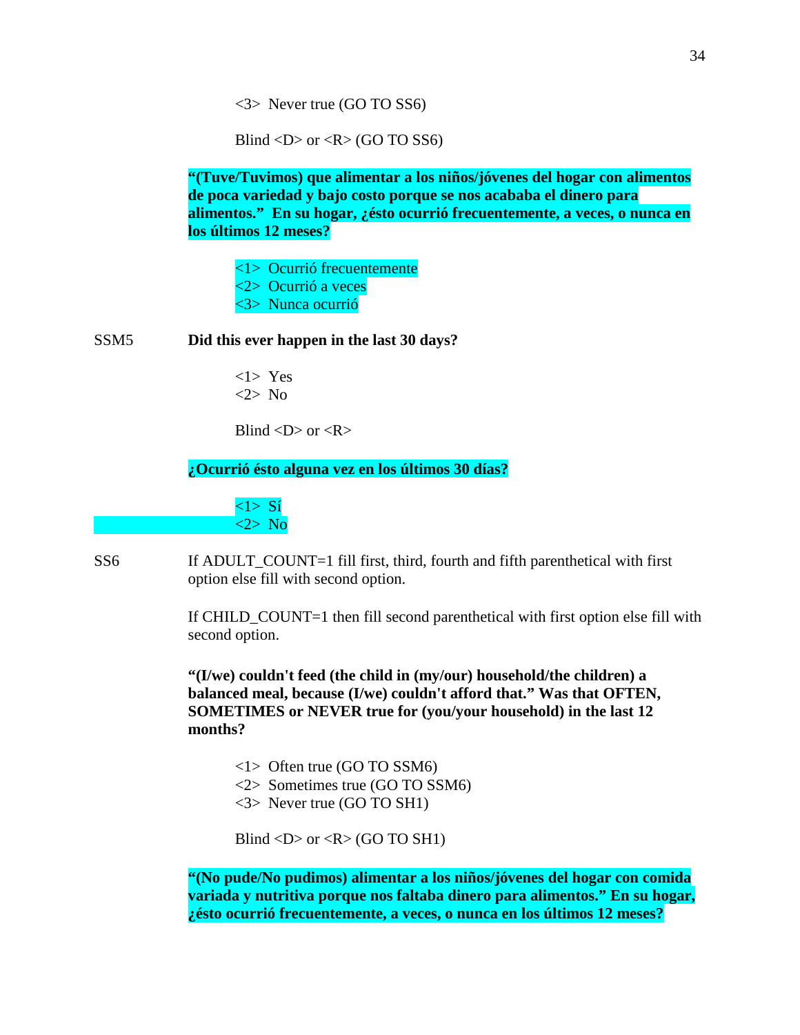<3> Never true (GO TO SS6)

Blind <D> or <R> (GO TO SS6)

**"(Tuve/Tuvimos) que alimentar a los niños/jóvenes del hogar con alimentos de poca variedad y bajo costo porque se nos acababa el dinero para alimentos." En su hogar, ¿ésto ocurrió frecuentemente, a veces, o nunca en los últimos 12 meses?**

<1> Ocurrió frecuentemente
<2> Ocurrió a veces
<3> Nunca ocurrió

SSM5 **Did this ever happen in the last 30 days?**

<1> Yes
<2> No

Blind <D> or <R>

**¿Ocurrió ésto alguna vez en los últimos 30 días?**

<1> Sí
<2> No

SS6 If ADULT_COUNT=1 fill first, third, fourth and fifth parenthetical with first option else fill with second option.

If CHILD_COUNT=1 then fill second parenthetical with first option else fill with second option.

**"(I/we) couldn't feed (the child in (my/our) household/the children) a balanced meal, because (I/we) couldn't afford that." Was that OFTEN, SOMETIMES or NEVER true for (you/your household) in the last 12 months?**

<1> Often true (GO TO SSM6)
<2> Sometimes true (GO TO SSM6)
<3> Never true (GO TO SH1)

Blind <D> or <R> (GO TO SH1)

**"(No pude/No pudimos) alimentar a los niños/jóvenes del hogar con comida variada y nutritiva porque nos faltaba dinero para alimentos." En su hogar, ¿ésto ocurrió frecuentemente, a veces, o nunca en los últimos 12 meses?**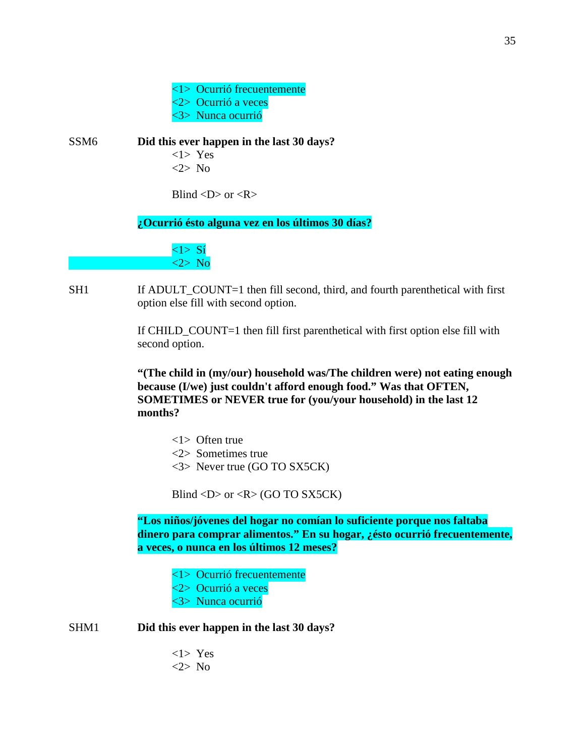<1> Ocurrió frecuentemente
<2> Ocurrió a veces
<3> Nunca ocurrió

SSM6 **Did this ever happen in the last 30 days?**

<1> Yes
<2> No

Blind <D> or <R>

**¿Ocurrió ésto alguna vez en los últimos 30 días?**

<1> Sí
<2> No

SH1 If ADULT_COUNT=1 then fill second, third, and fourth parenthetical with first option else fill with second option.

If CHILD_COUNT=1 then fill first parenthetical with first option else fill with second option.

**"(The child in (my/our) household was/The children were) not eating enough because (I/we) just couldn't afford enough food." Was that OFTEN, SOMETIMES or NEVER true for (you/your household) in the last 12 months?**

<1> Often true
<2> Sometimes true
<3> Never true (GO TO SX5CK)

Blind <D> or <R> (GO TO SX5CK)

**"Los niños/jóvenes del hogar no comían lo suficiente porque nos faltaba dinero para comprar alimentos." En su hogar, ¿ésto ocurrió frecuentemente, a veces, o nunca en los últimos 12 meses?**

<1> Ocurrió frecuentemente
<2> Ocurrió a veces
<3> Nunca ocurrió

SHM1 **Did this ever happen in the last 30 days?**

<1> Yes
<2> No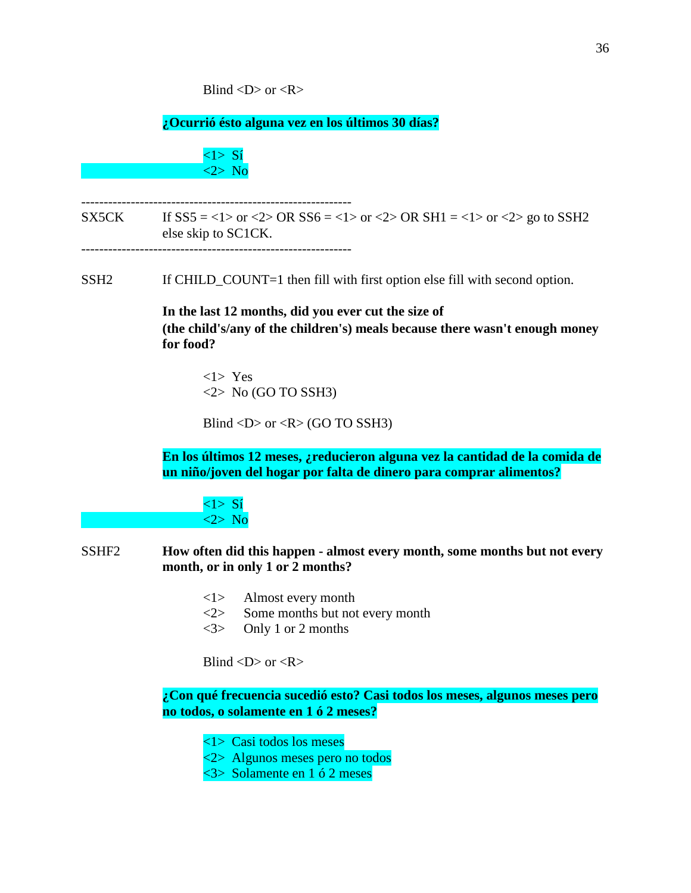Blind <D> or <R>

**¿Ocurrió ésto alguna vez en los últimos 30 días?**

<1> Sí
<2> No

------------------------------------------------------------

SX5CK If SS5 = <1> or <2> OR SS6 = <1> or <2> OR SH1 = <1> or <2> go to SSH2 else skip to SC1CK.

------------------------------------------------------------

SSH2 If CHILD_COUNT=1 then fill with first option else fill with second option.

**In the last 12 months, did you ever cut the size of (the child's/any of the children's) meals because there wasn't enough money for food?**

<1> Yes
<2> No (GO TO SSH3)

Blind <D> or <R> (GO TO SSH3)

**En los últimos 12 meses, ¿reducieron alguna vez la cantidad de la comida de un niño/joven del hogar por falta de dinero para comprar alimentos?**

<1> Sí
<2> No

SSHF2 **How often did this happen - almost every month, some months but not every month, or in only 1 or 2 months?**

<1> Almost every month
<2> Some months but not every month
<3> Only 1 or 2 months

Blind <D> or <R>

**¿Con qué frecuencia sucedió esto? Casi todos los meses, algunos meses pero no todos, o solamente en 1 ó 2 meses?**

<1> Casi todos los meses
<2> Algunos meses pero no todos
<3> Solamente en 1 ó 2 meses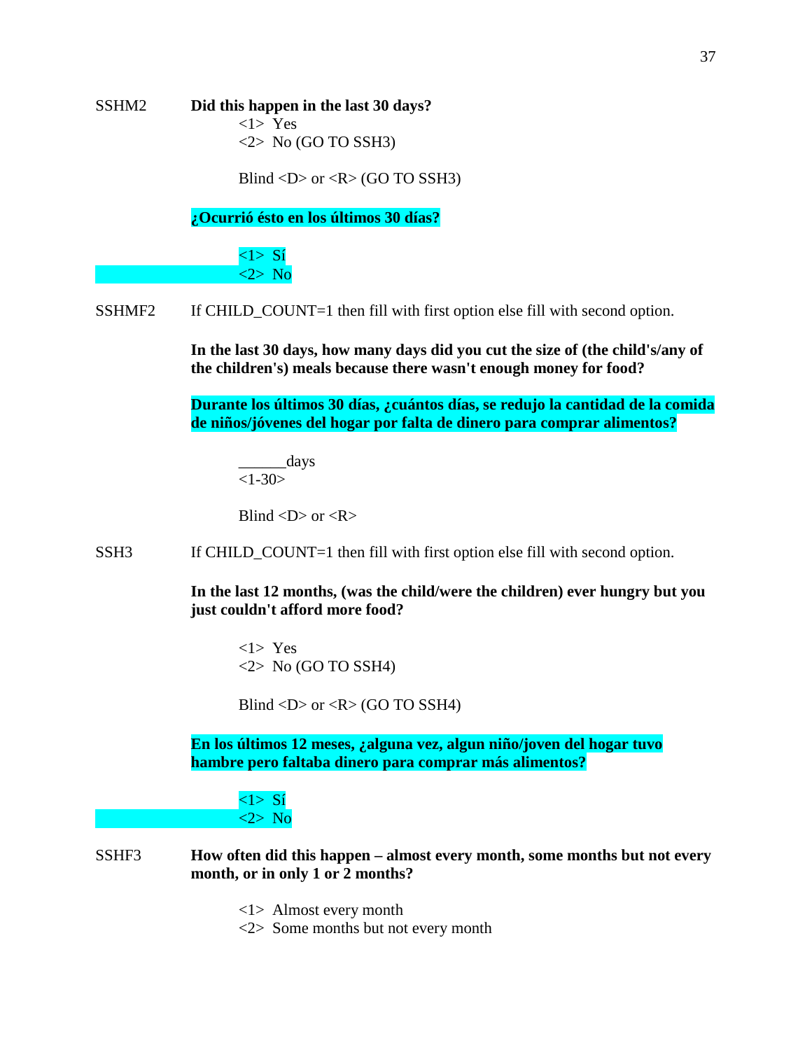SSHM2 **Did this happen in the last 30 days?**

<1> Yes
<2> No (GO TO SSH3)

Blind <D> or <R> (GO TO SSH3)

**¿Ocurrió ésto en los últimos 30 días?**

<1> Sí
<2> No

SSHMF2 If CHILD_COUNT=1 then fill with first option else fill with second option.

**In the last 30 days, how many days did you cut the size of (the child's/any of the children's) meals because there wasn't enough money for food?**

**Durante los últimos 30 días, ¿cuántos días, se redujo la cantidad de la comida de niños/jóvenes del hogar por falta de dinero para comprar alimentos?**

______days
<1-30>

Blind <D> or <R>

SSH3 If CHILD_COUNT=1 then fill with first option else fill with second option.

**In the last 12 months, (was the child/were the children) ever hungry but you just couldn't afford more food?**

<1> Yes
<2> No (GO TO SSH4)

Blind <D> or <R> (GO TO SSH4)

**En los últimos 12 meses, ¿alguna vez, algun niño/joven del hogar tuvo hambre pero faltaba dinero para comprar más alimentos?**

<1> Sí
<2> No

SSHF3 **How often did this happen – almost every month, some months but not every month, or in only 1 or 2 months?**

<1> Almost every month
<2> Some months but not every month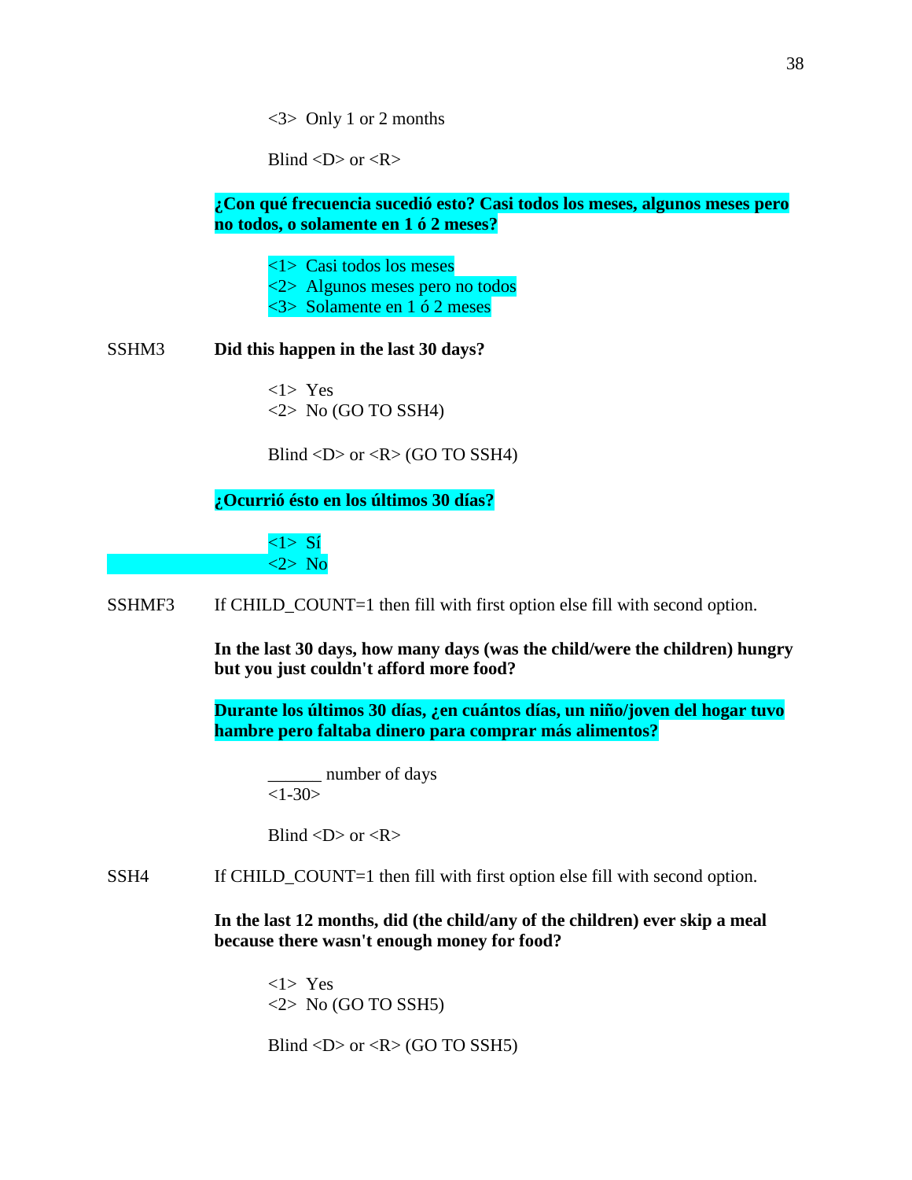<3>  Only 1 or 2 months

Blind <D> or <R>

**¿Con qué frecuencia sucedió esto? Casi todos los meses, algunos meses pero no todos, o solamente en 1 ó 2 meses?**

<1>  Casi todos los meses
<2>  Algunos meses pero no todos
<3>  Solamente en 1 ó 2 meses

SSHM3 **Did this happen in the last 30 days?**

<1>  Yes
<2>  No (GO TO SSH4)

Blind <D> or <R> (GO TO SSH4)

**¿Ocurrió ésto en los últimos 30 días?**

<1>  Sí
<2>  No

SSHMF3 If CHILD_COUNT=1 then fill with first option else fill with second option.

**In the last 30 days, how many days (was the child/were the children) hungry but you just couldn't afford more food?**

**Durante los últimos 30 días, ¿en cuántos días, un niño/joven del hogar tuvo hambre pero faltaba dinero para comprar más alimentos?**

______ number of days
<1-30>

Blind <D> or <R>

SSH4 If CHILD_COUNT=1 then fill with first option else fill with second option.

**In the last 12 months, did (the child/any of the children) ever skip a meal because there wasn't enough money for food?**

<1>  Yes
<2>  No (GO TO SSH5)

Blind <D> or <R> (GO TO SSH5)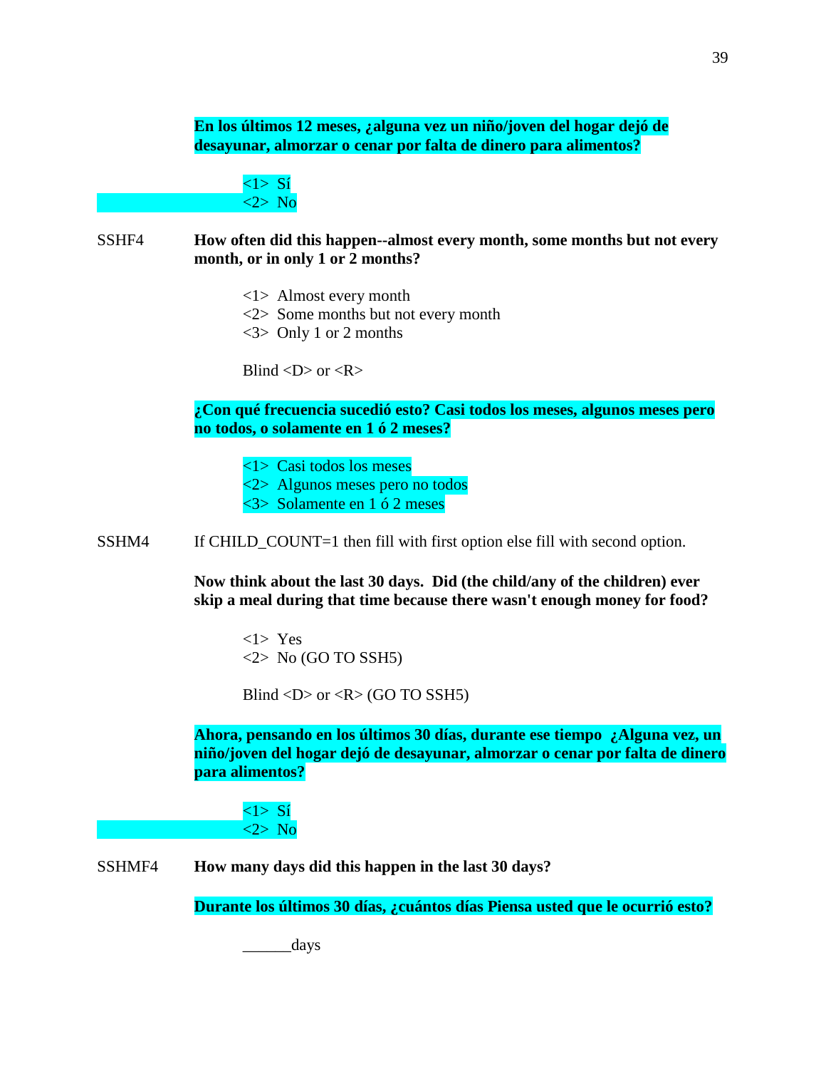**En los últimos 12 meses, ¿alguna vez un niño/joven del hogar dejó de desayunar, almorzar o cenar por falta de dinero para alimentos?**

<1> Sí
<2> No

SSHF4 **How often did this happen--almost every month, some months but not every month, or in only 1 or 2 months?**

<1> Almost every month
<2> Some months but not every month
<3> Only 1 or 2 months

Blind <D> or <R>

**¿Con qué frecuencia sucedió esto? Casi todos los meses, algunos meses pero no todos, o solamente en 1 ó 2 meses?**

<1> Casi todos los meses
<2> Algunos meses pero no todos
<3> Solamente en 1 ó 2 meses

SSHM4 If CHILD_COUNT=1 then fill with first option else fill with second option.

**Now think about the last 30 days. Did (the child/any of the children) ever skip a meal during that time because there wasn't enough money for food?**

<1> Yes
<2> No (GO TO SSH5)

Blind <D> or <R> (GO TO SSH5)

**Ahora, pensando en los últimos 30 días, durante ese tiempo ¿Alguna vez, un niño/joven del hogar dejó de desayunar, almorzar o cenar por falta de dinero para alimentos?**

<1> Sí
<2> No

SSHMF4 **How many days did this happen in the last 30 days?**

**Durante los últimos 30 días, ¿cuántos días Piensa usted que le ocurrió esto?**

______days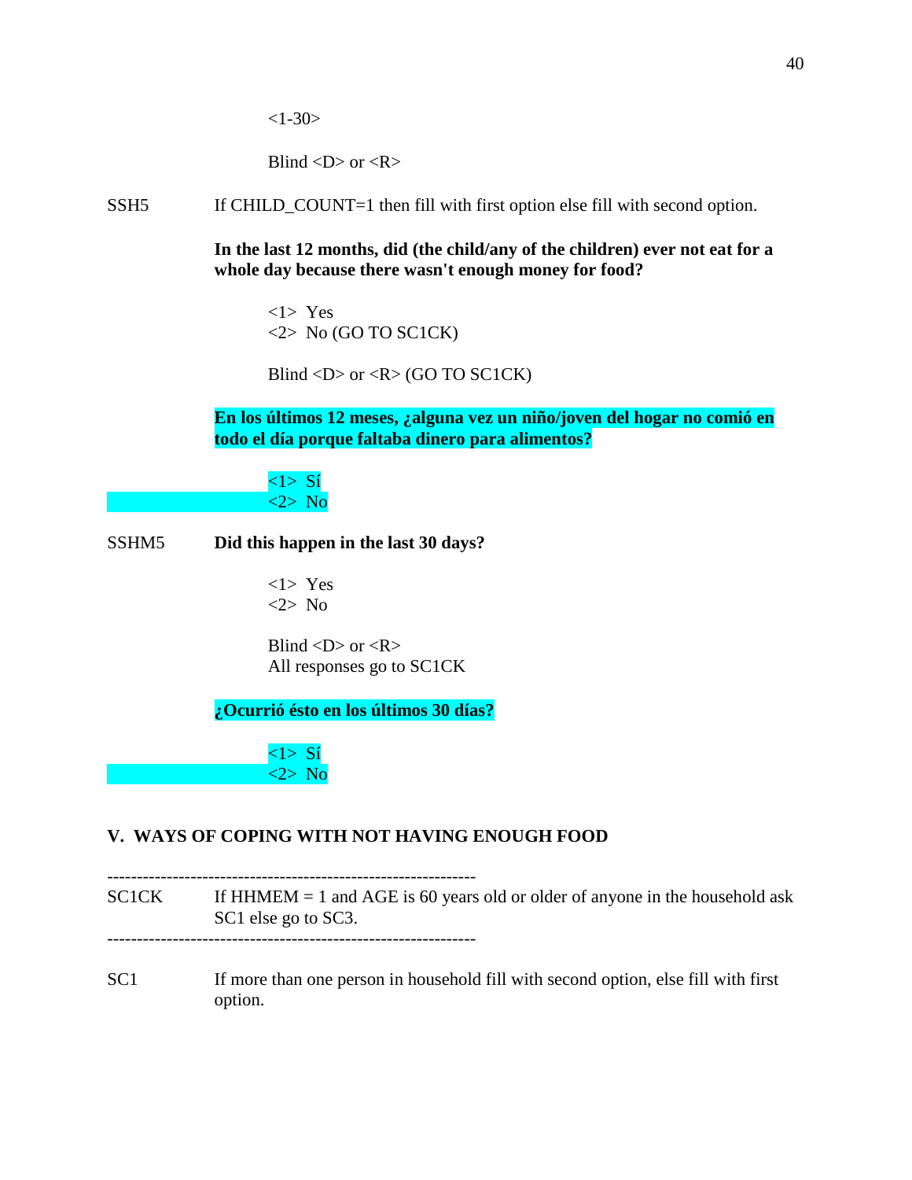<1-30>

Blind <D> or <R>

SSH5 If CHILD_COUNT=1 then fill with first option else fill with second option.

**In the last 12 months, did (the child/any of the children) ever not eat for a whole day because there wasn't enough money for food?**

<1> Yes
<2> No (GO TO SC1CK)

Blind <D> or <R> (GO TO SC1CK)

**En los últimos 12 meses, ¿alguna vez un niño/joven del hogar no comió en todo el día porque faltaba dinero para alimentos?**

<1> Sí
<2> No

SSHM5 **Did this happen in the last 30 days?**

<1> Yes
<2> No

Blind <D> or <R>
All responses go to SC1CK

**¿Ocurrió ésto en los últimos 30 días?**

<1> Sí
<2> No

## V. WAYS OF COPING WITH NOT HAVING ENOUGH FOOD

---

SC1CK If HHMEM = 1 and AGE is 60 years old or older of anyone in the household ask SC1 else go to SC3.

---

SC1 If more than one person in household fill with second option, else fill with first option.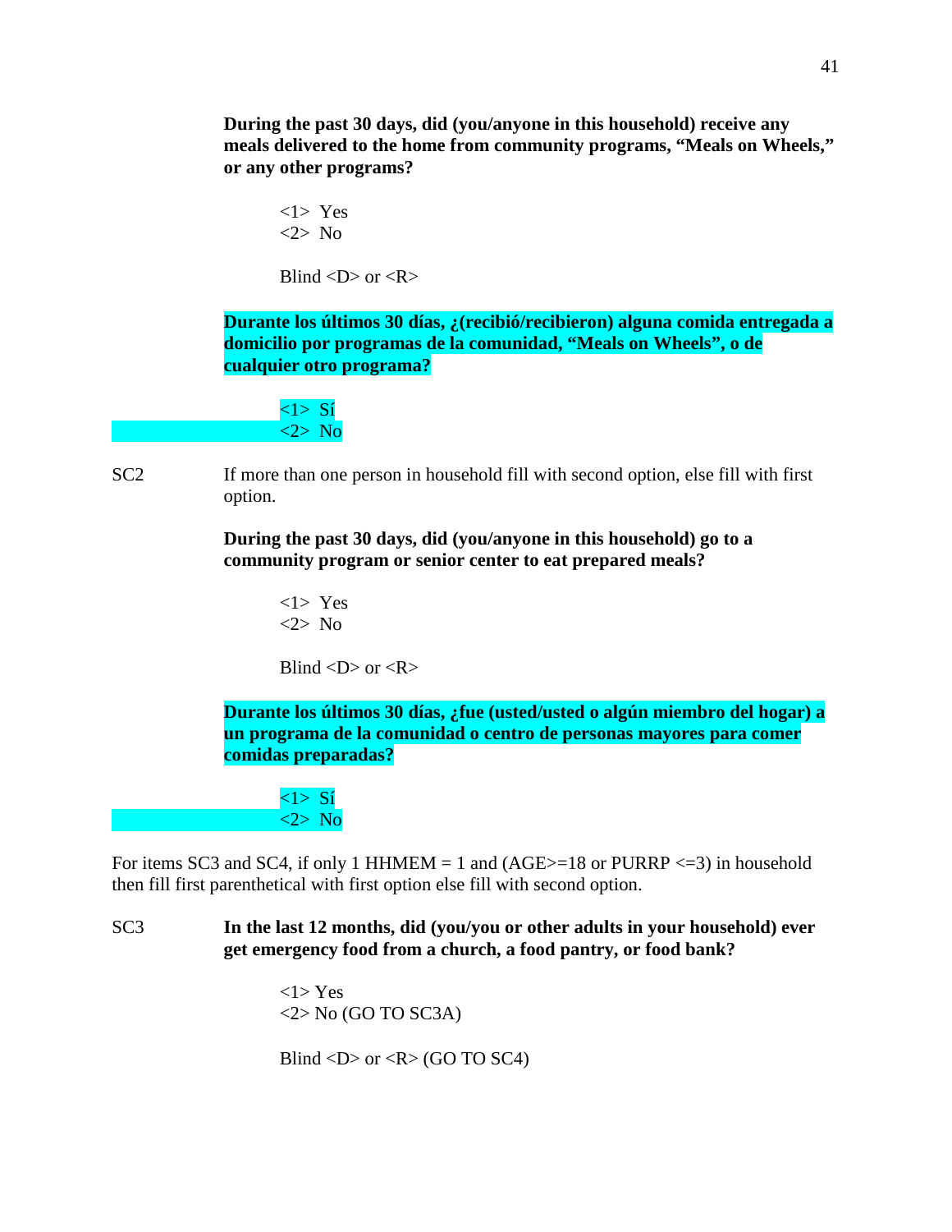**During the past 30 days, did (you/anyone in this household) receive any meals delivered to the home from community programs, "Meals on Wheels," or any other programs?**

<1> Yes
<2> No

Blind <D> or <R>

**Durante los últimos 30 días, ¿(recibió/recibieron) alguna comida entregada a domicilio por programas de la comunidad, "Meals on Wheels", o de cualquier otro programa?**

<1> Sí
<2> No

SC2 If more than one person in household fill with second option, else fill with first option.

**During the past 30 days, did (you/anyone in this household) go to a community program or senior center to eat prepared meals?**

<1> Yes
<2> No

Blind <D> or <R>

**Durante los últimos 30 días, ¿fue (usted/usted o algún miembro del hogar) a un programa de la comunidad o centro de personas mayores para comer comidas preparadas?**

<1> Sí
<2> No

For items SC3 and SC4, if only 1 HHMEM = 1 and (AGE>=18 or PURRP <=3) in household then fill first parenthetical with first option else fill with second option.

SC3 **In the last 12 months, did (you/you or other adults in your household) ever get emergency food from a church, a food pantry, or food bank?**

<1> Yes
<2> No (GO TO SC3A)

Blind <D> or <R> (GO TO SC4)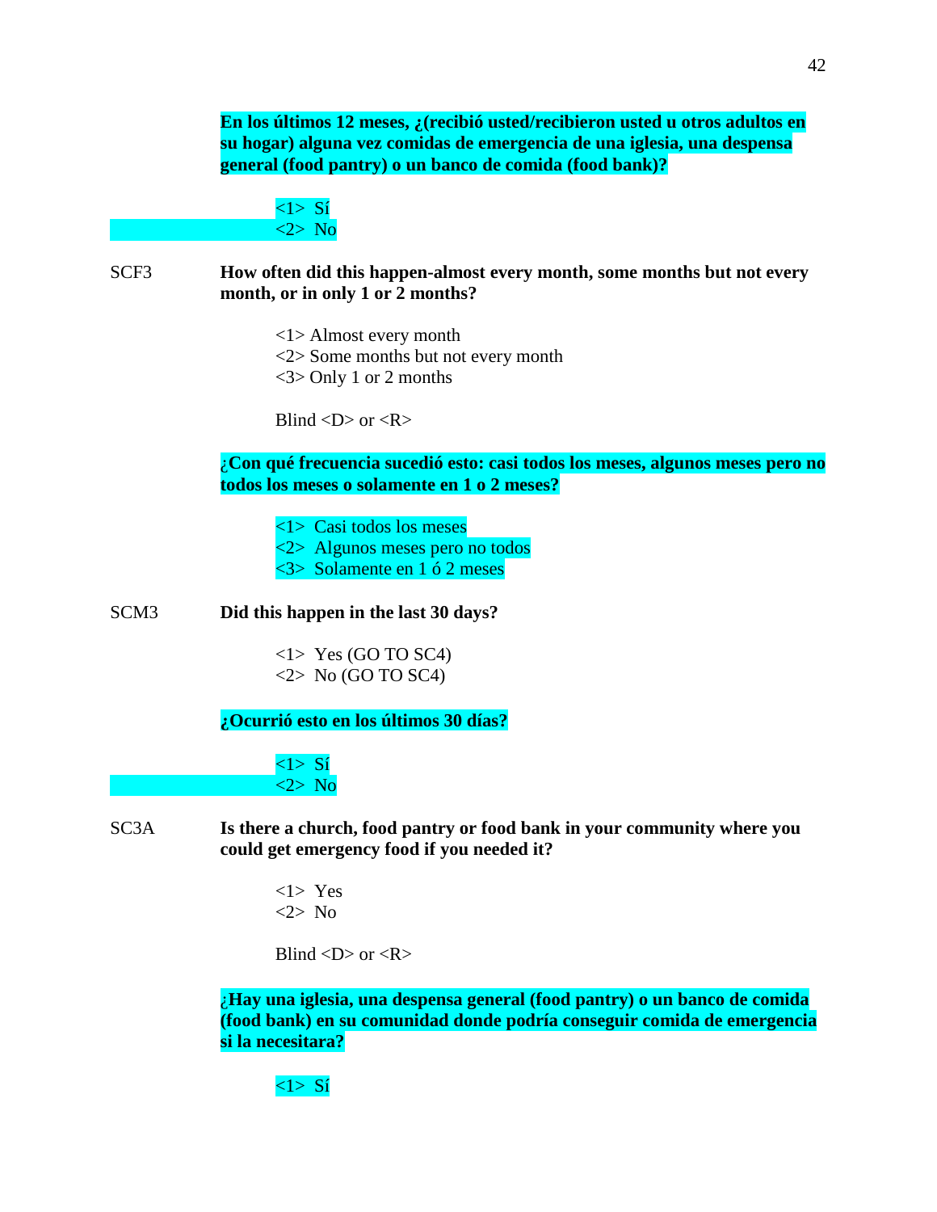**En los últimos 12 meses, ¿(recibió usted/recibieron usted u otros adultos en su hogar) alguna vez comidas de emergencia de una iglesia, una despensa general (food pantry) o un banco de comida (food bank)?**

<1> Sí
<2> No

SCF3 **How often did this happen-almost every month, some months but not every month, or in only 1 or 2 months?**

<1> Almost every month
<2> Some months but not every month
<3> Only 1 or 2 months

Blind <D> or <R>

**¿Con qué frecuencia sucedió esto: casi todos los meses, algunos meses pero no todos los meses o solamente en 1 o 2 meses?**

<1> Casi todos los meses
<2> Algunos meses pero no todos
<3> Solamente en 1 ó 2 meses

SCM3 **Did this happen in the last 30 days?**

<1> Yes (GO TO SC4)
<2> No (GO TO SC4)

**¿Ocurrió esto en los últimos 30 días?**

<1> Sí
<2> No

SC3A **Is there a church, food pantry or food bank in your community where you could get emergency food if you needed it?**

<1> Yes
<2> No

Blind <D> or <R>

**¿Hay una iglesia, una despensa general (food pantry) o un banco de comida (food bank) en su comunidad donde podría conseguir comida de emergencia si la necesitara?**

<1> Sí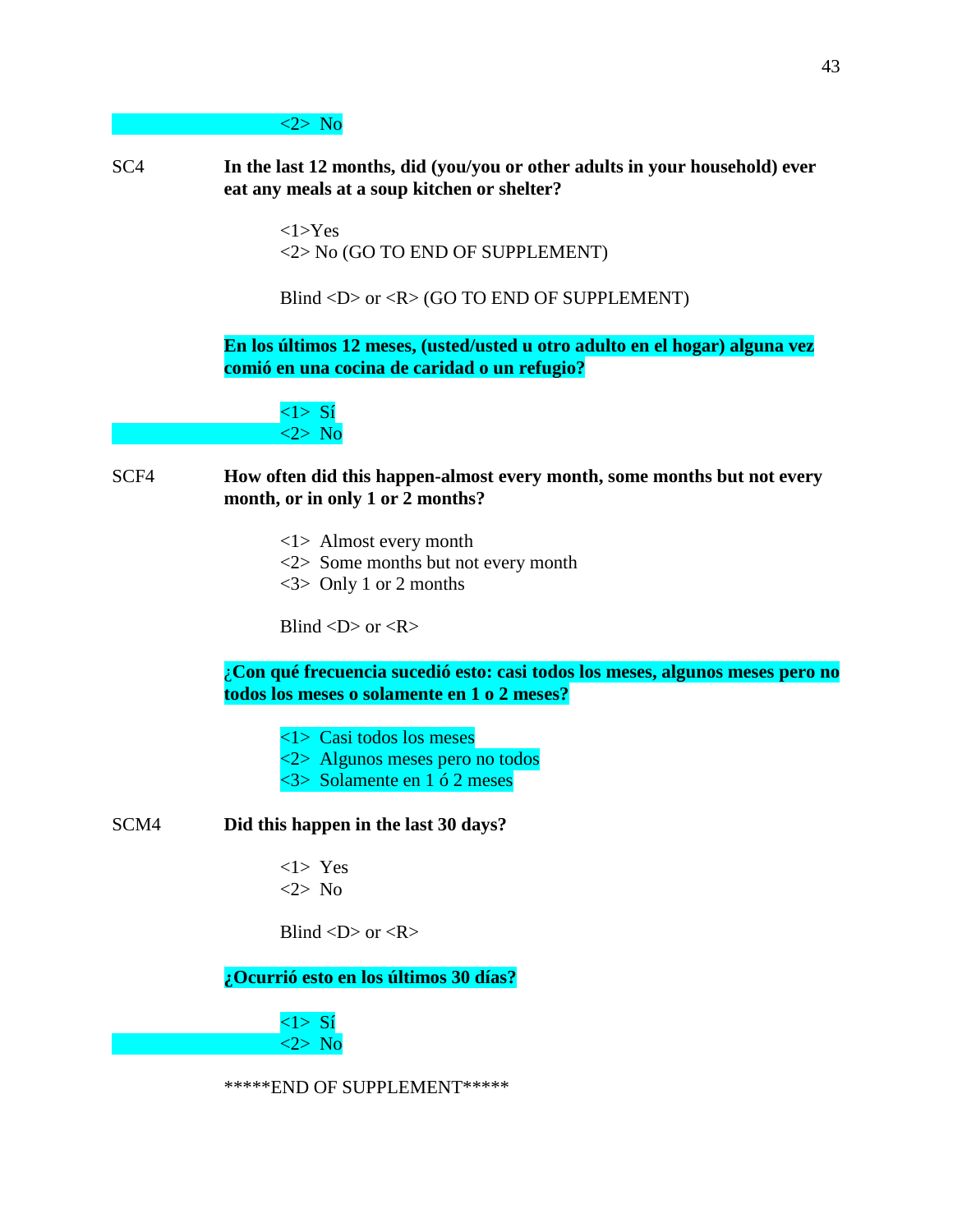<2> No

SC4 **In the last 12 months, did (you/you or other adults in your household) ever eat any meals at a soup kitchen or shelter?**

<1>Yes
<2> No (GO TO END OF SUPPLEMENT)

Blind <D> or <R> (GO TO END OF SUPPLEMENT)

**En los últimos 12 meses, (usted/usted u otro adulto en el hogar) alguna vez comió en una cocina de caridad o un refugio?**

<1> Sí
<2> No

SCF4 **How often did this happen-almost every month, some months but not every month, or in only 1 or 2 months?**

<1> Almost every month
<2> Some months but not every month
<3> Only 1 or 2 months

Blind <D> or <R>

**¿Con qué frecuencia sucedió esto: casi todos los meses, algunos meses pero no todos los meses o solamente en 1 o 2 meses?**

<1> Casi todos los meses
<2> Algunos meses pero no todos
<3> Solamente en 1 ó 2 meses

SCM4 **Did this happen in the last 30 days?**

<1> Yes
<2> No

Blind <D> or <R>

**¿Ocurrió esto en los últimos 30 días?**

<1> Sí
<2> No

*****END OF SUPPLEMENT*****